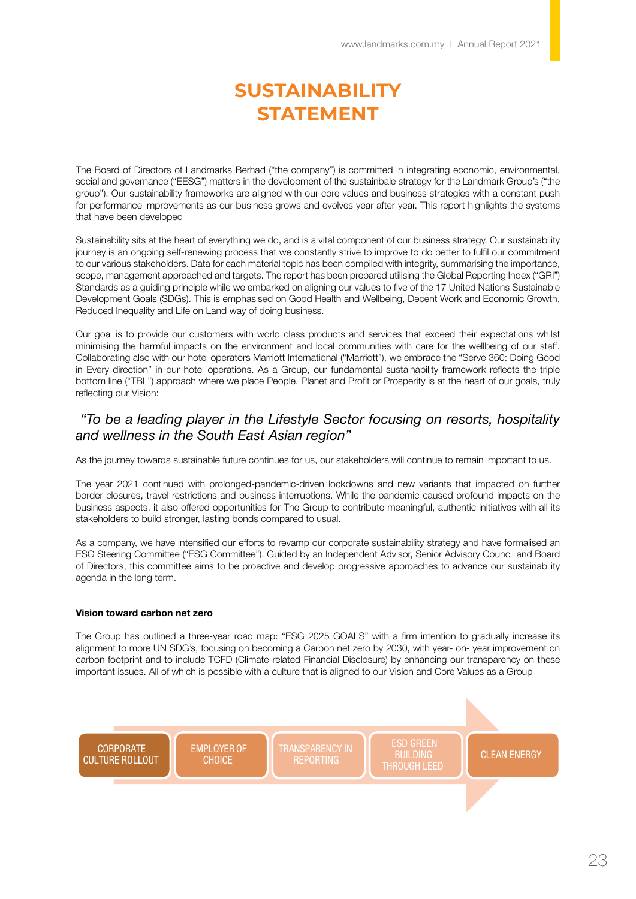# SUSTAINABILITY STATEMENT

The Board of Directors of Landmarks Berhad ("the company") is committed in integrating economic, environmental, social and governance ("EESG") matters in the development of the sustainbale strategy for the Landmark Group's ("the group"). Our sustainability frameworks are aligned with our core values and business strategies with a constant push for performance improvements as our business grows and evolves year after year. This report highlights the systems that have been developed

Sustainability sits at the heart of everything we do, and is a vital component of our business strategy. Our sustainability journey is an ongoing self-renewing process that we constantly strive to improve to do better to fulfil our commitment to our various stakeholders. Data for each material topic has been compiled with integrity, summarising the importance, scope, management approached and targets. The report has been prepared utilising the Global Reporting Index ("GRI") Standards as a guiding principle while we embarked on aligning our values to five of the 17 United Nations Sustainable Development Goals (SDGs). This is emphasised on Good Health and Wellbeing, Decent Work and Economic Growth, Reduced Inequality and Life on Land way of doing business.

Our goal is to provide our customers with world class products and services that exceed their expectations whilst minimising the harmful impacts on the environment and local communities with care for the wellbeing of our staff. Collaborating also with our hotel operators Marriott International ("Marriott"), we embrace the "Serve 360: Doing Good in Every direction" in our hotel operations. As a Group, our fundamental sustainability framework reflects the triple bottom line ("TBL") approach where we place People, Planet and Profit or Prosperity is at the heart of our goals, truly reflecting our Vision:

*"To be a leading player in the Lifestyle Sector focusing on resorts, hospitality and wellness in the South East Asian region"*

As the journey towards sustainable future continues for us, our stakeholders will continue to remain important to us.

The year 2021 continued with prolonged-pandemic-driven lockdowns and new variants that impacted on further border closures, travel restrictions and business interruptions. While the pandemic caused profound impacts on the business aspects, it also offered opportunities for The Group to contribute meaningful, authentic initiatives with all its stakeholders to build stronger, lasting bonds compared to usual.

As a company, we have intensified our efforts to revamp our corporate sustainability strategy and have formalised an ESG Steering Committee ("ESG Committee"). Guided by an Independent Advisor, Senior Advisory Council and Board of Directors, this committee aims to be proactive and develop progressive approaches to advance our sustainability agenda in the long term.

**Vision toward carbon net zero**

The Group has outlined a three-year road map: "ESG 2025 GOALS" with a firm intention to gradually increase its alignment to more UN SDG's, focusing on becoming a Carbon net zero by 2030, with year- on- year improvement on carbon footprint and to include TCFD (Climate-related Financial Disclosure) by enhancing our transparency on these important issues. All of which is possible with a culture that is aligned to our Vision and Core Values as a Group

CORPORATE CULTURE ROLLOUT → EMPLOYER OF CHOICE → TRANSPARENCY IN REPORTING → ESD GREEN BUILDING THROUGH LEED → CLEAN ENERGY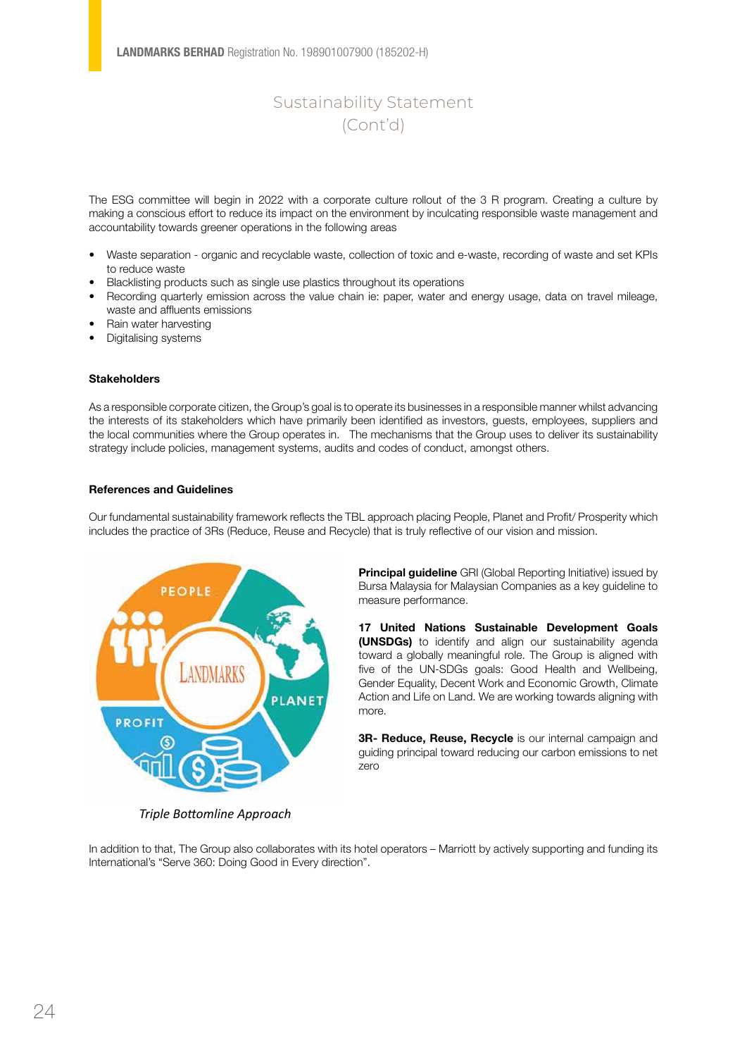# Sustainability Statement (Cont'd)

The ESG committee will begin in 2022 with a corporate culture rollout of the 3 R program. Creating a culture by making a conscious effort to reduce its impact on the environment by inculcating responsible waste management and accountability towards greener operations in the following areas

- Waste separation - organic and recyclable waste, collection of toxic and e-waste, recording of waste and set KPIs to reduce waste
- Blacklisting products such as single use plastics throughout its operations
- Recording quarterly emission across the value chain ie: paper, water and energy usage, data on travel mileage, waste and affluents emissions
- Rain water harvesting
- Digitalising systems

### Stakeholders

As a responsible corporate citizen, the Group's goal is to operate its businesses in a responsible manner whilst advancing the interests of its stakeholders which have primarily been identified as investors, guests, employees, suppliers and the local communities where the Group operates in. The mechanisms that the Group uses to deliver its sustainability strategy include policies, management systems, audits and codes of conduct, amongst others.

### References and Guidelines

Our fundamental sustainability framework reflects the TBL approach placing People, Planet and Profit/ Prosperity which includes the practice of 3Rs (Reduce, Reuse and Recycle) that is truly reflective of our vision and mission.

*Triple Bottomline Approach*

**Principal guideline** GRI (Global Reporting Initiative) issued by Bursa Malaysia for Malaysian Companies as a key guideline to measure performance.

**17 United Nations Sustainable Development Goals (UNSDGs)** to identify and align our sustainability agenda toward a globally meaningful role. The Group is aligned with five of the UN-SDGs goals: Good Health and Wellbeing, Gender Equality, Decent Work and Economic Growth, Climate Action and Life on Land. We are working towards aligning with more.

**3R- Reduce, Reuse, Recycle** is our internal campaign and guiding principal toward reducing our carbon emissions to net zero

In addition to that, The Group also collaborates with its hotel operators – Marriott by actively supporting and funding its International's "Serve 360: Doing Good in Every direction".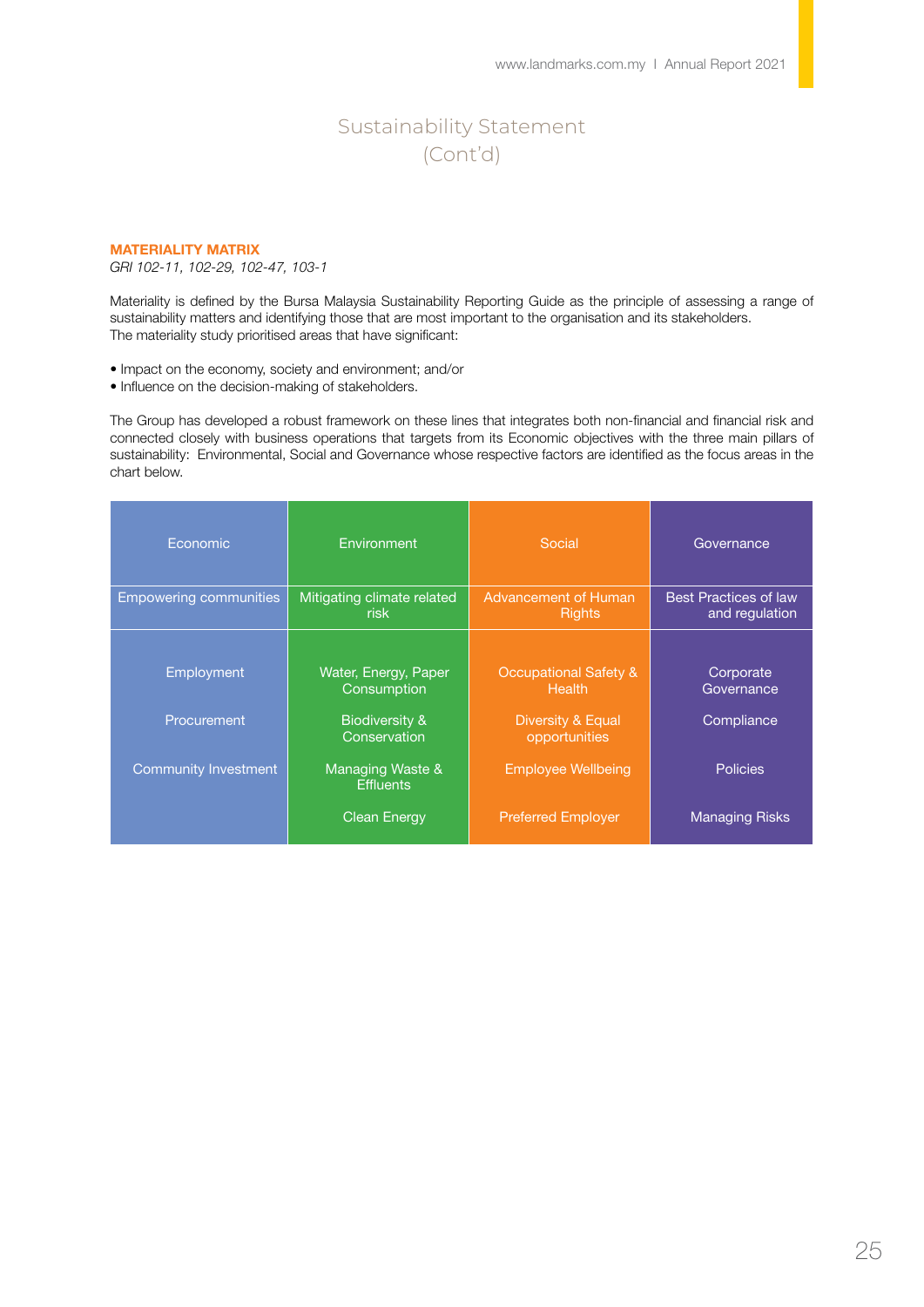# Sustainability Statement (Cont'd)

## MATERIALITY MATRIX

*GRI 102-11, 102-29, 102-47, 103-1*

Materiality is defined by the Bursa Malaysia Sustainability Reporting Guide as the principle of assessing a range of sustainability matters and identifying those that are most important to the organisation and its stakeholders.
The materiality study prioritised areas that have significant:

- Impact on the economy, society and environment; and/or
- Influence on the decision-making of stakeholders.

The Group has developed a robust framework on these lines that integrates both non-financial and financial risk and connected closely with business operations that targets from its Economic objectives with the three main pillars of sustainability: Environmental, Social and Governance whose respective factors are identified as the focus areas in the chart below.

| Economic | Environment | Social | Governance |
|---|---|---|---|
| Empowering communities | Mitigating climate related risk | Advancement of Human Rights | Best Practices of law and regulation |
| Employment | Water, Energy, Paper Consumption | Occupational Safety & Health | Corporate Governance |
| Procurement | Biodiversity & Conservation | Diversity & Equal opportunities | Compliance |
| Community Investment | Managing Waste & Effluents | Employee Wellbeing | Policies |
| | Clean Energy | Preferred Employer | Managing Risks |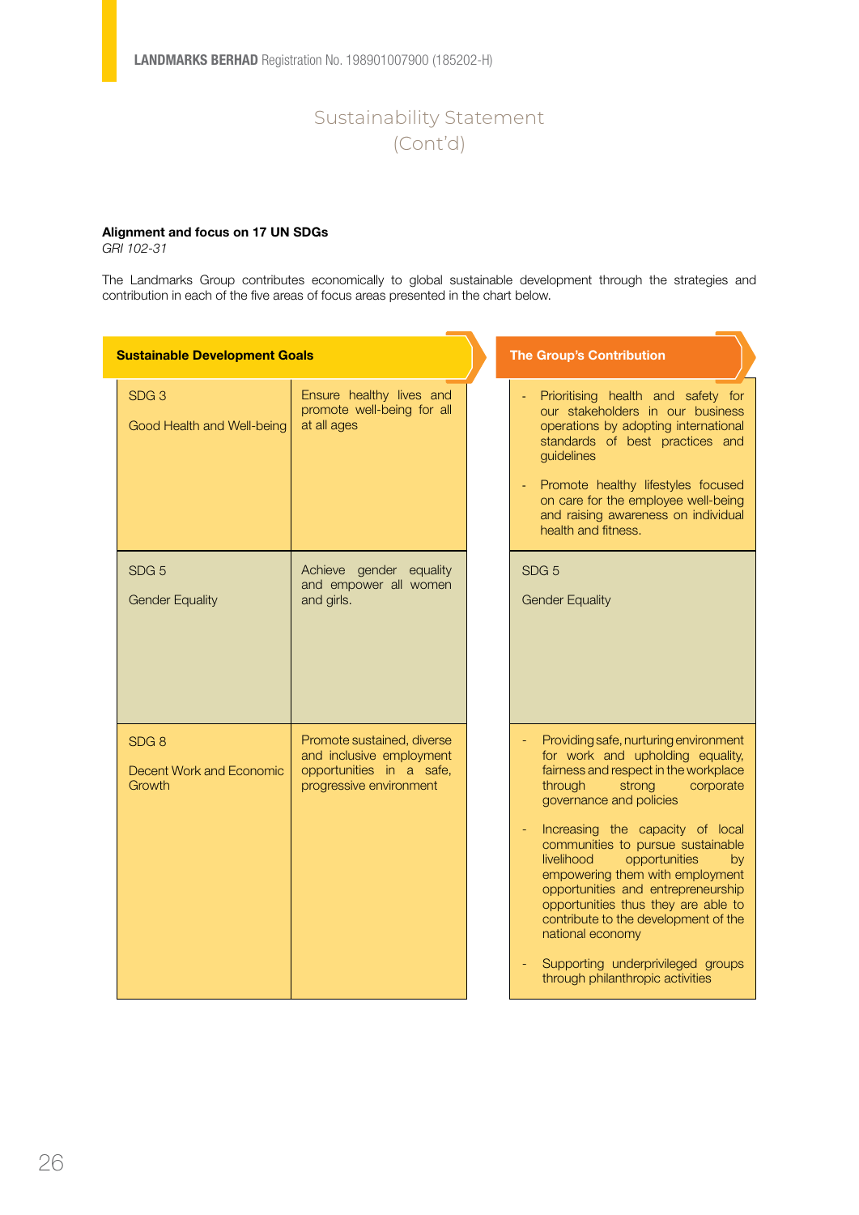# Sustainability Statement (Cont'd)

**Alignment and focus on 17 UN SDGs**
*GRI 102-31*

The Landmarks Group contributes economically to global sustainable development through the strategies and contribution in each of the five areas of focus areas presented in the chart below.

| Sustainable Development Goals | | The Group's Contribution |
|---|---|---|
| SDG 3<br><br>Good Health and Well-being | Ensure healthy lives and promote well-being for all at all ages | - Prioritising health and safety for our stakeholders in our business operations by adopting international standards of best practices and guidelines<br><br>- Promote healthy lifestyles focused on care for the employee well-being and raising awareness on individual health and fitness. |
| SDG 5<br><br>Gender Equality | Achieve gender equality and empower all women and girls. | SDG 5<br><br>Gender Equality |
| SDG 8<br><br>Decent Work and Economic Growth | Promote sustained, diverse and inclusive employment opportunities in a safe, progressive environment | - Providing safe, nurturing environment for work and upholding equality, fairness and respect in the workplace through strong corporate governance and policies<br><br>- Increasing the capacity of local communities to pursue sustainable livelihood opportunities by empowering them with employment opportunities and entrepreneurship opportunities thus they are able to contribute to the development of the national economy<br><br>- Supporting underprivileged groups through philanthropic activities |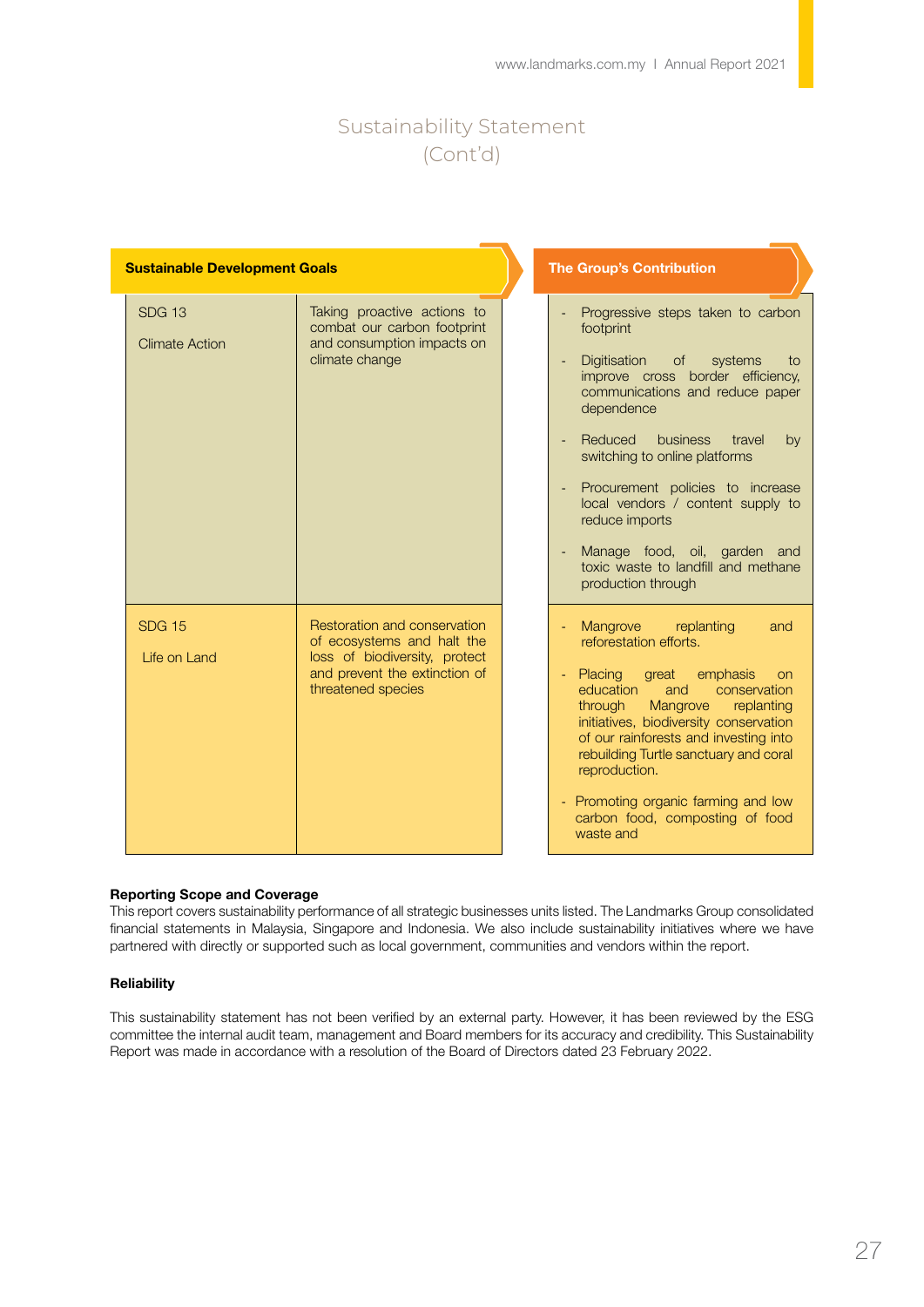# Sustainability Statement (Cont'd)

| Sustainable Development Goals | | The Group's Contribution |
|---|---|---|
| SDG 13<br><br>Climate Action | Taking proactive actions to combat our carbon footprint and consumption impacts on climate change | - Progressive steps taken to carbon footprint<br>- Digitisation of systems to improve cross border efficiency, communications and reduce paper dependence<br>- Reduced business travel by switching to online platforms<br>- Procurement policies to increase local vendors / content supply to reduce imports<br>- Manage food, oil, garden and toxic waste to landfill and methane production through |
| SDG 15<br><br>Life on Land | Restoration and conservation of ecosystems and halt the loss of biodiversity, protect and prevent the extinction of threatened species | - Mangrove replanting and reforestation efforts.<br>- Placing great emphasis on education and conservation through Mangrove replanting initiatives, biodiversity conservation of our rainforests and investing into rebuilding Turtle sanctuary and coral reproduction.<br>- Promoting organic farming and low carbon food, composting of food waste and |

**Reporting Scope and Coverage**

This report covers sustainability performance of all strategic businesses units listed. The Landmarks Group consolidated financial statements in Malaysia, Singapore and Indonesia. We also include sustainability initiatives where we have partnered with directly or supported such as local government, communities and vendors within the report.

**Reliability**

This sustainability statement has not been verified by an external party. However, it has been reviewed by the ESG committee the internal audit team, management and Board members for its accuracy and credibility. This Sustainability Report was made in accordance with a resolution of the Board of Directors dated 23 February 2022.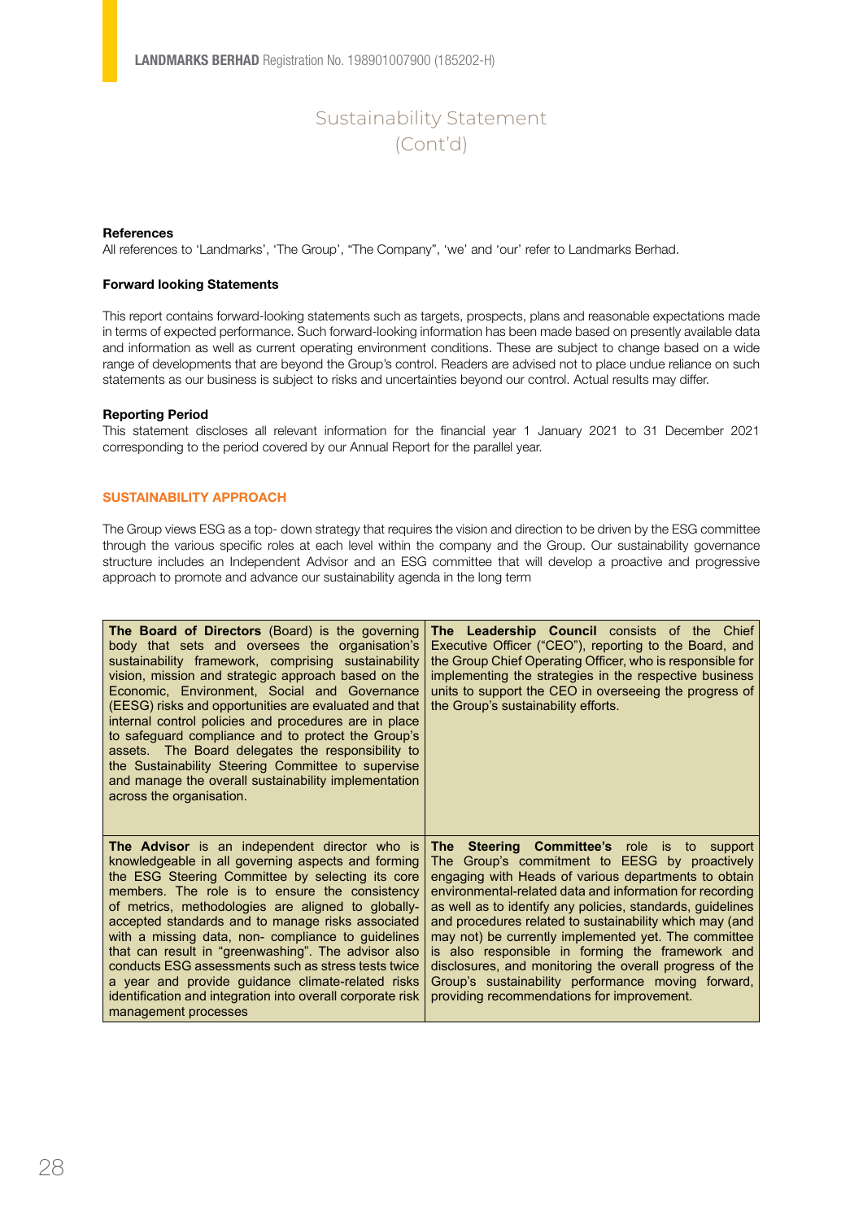# Sustainability Statement (Cont'd)

**References**
All references to 'Landmarks', 'The Group', "The Company", 'we' and 'our' refer to Landmarks Berhad.

**Forward looking Statements**

This report contains forward-looking statements such as targets, prospects, plans and reasonable expectations made in terms of expected performance. Such forward-looking information has been made based on presently available data and information as well as current operating environment conditions. These are subject to change based on a wide range of developments that are beyond the Group's control. Readers are advised not to place undue reliance on such statements as our business is subject to risks and uncertainties beyond our control. Actual results may differ.

**Reporting Period**
This statement discloses all relevant information for the financial year 1 January 2021 to 31 December 2021 corresponding to the period covered by our Annual Report for the parallel year.

## SUSTAINABILITY APPROACH

The Group views ESG as a top- down strategy that requires the vision and direction to be driven by the ESG committee through the various specific roles at each level within the company and the Group. Our sustainability governance structure includes an Independent Advisor and an ESG committee that will develop a proactive and progressive approach to promote and advance our sustainability agenda in the long term

| | |
|---|---|
| **The Board of Directors** (Board) is the governing body that sets and oversees the organisation's sustainability framework, comprising sustainability vision, mission and strategic approach based on the Economic, Environment, Social and Governance (EESG) risks and opportunities are evaluated and that internal control policies and procedures are in place to safeguard compliance and to protect the Group's assets. The Board delegates the responsibility to the Sustainability Steering Committee to supervise and manage the overall sustainability implementation across the organisation. | **The Leadership Council** consists of the Chief Executive Officer ("CEO"), reporting to the Board, and the Group Chief Operating Officer, who is responsible for implementing the strategies in the respective business units to support the CEO in overseeing the progress of the Group's sustainability efforts. |
| **The Advisor** is an independent director who is knowledgeable in all governing aspects and forming the ESG Steering Committee by selecting its core members. The role is to ensure the consistency of metrics, methodologies are aligned to globally-accepted standards and to manage risks associated with a missing data, non- compliance to guidelines that can result in "greenwashing". The advisor also conducts ESG assessments such as stress tests twice a year and provide guidance climate-related risks identification and integration into overall corporate risk management processes | **The Steering Committee's** role is to support The Group's commitment to EESG by proactively engaging with Heads of various departments to obtain environmental-related data and information for recording as well as to identify any policies, standards, guidelines and procedures related to sustainability which may (and may not) be currently implemented yet. The committee is also responsible in forming the framework and disclosures, and monitoring the overall progress of the Group's sustainability performance moving forward, providing recommendations for improvement. |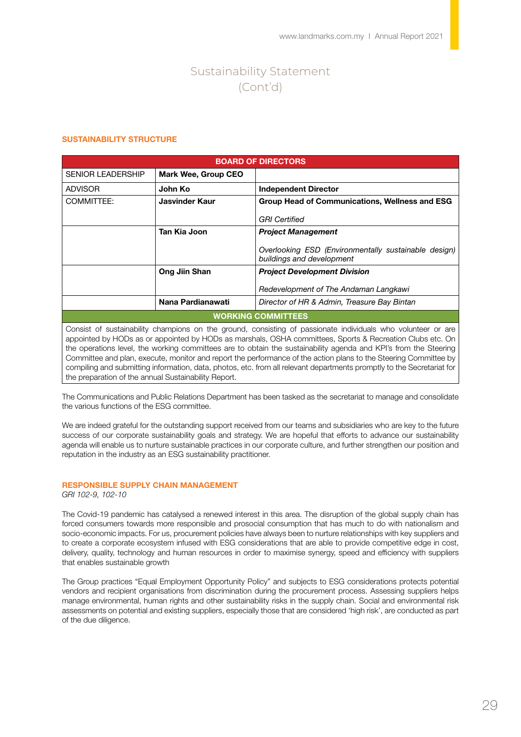# Sustainability Statement (Cont'd)

## SUSTAINABILITY STRUCTURE

| BOARD OF DIRECTORS | | |
|---|---|---|
| SENIOR LEADERSHIP | **Mark Wee, Group CEO** | |
| ADVISOR | **John Ko** | **Independent Director** |
| COMMITTEE: | **Jasvinder Kaur** | **Group Head of Communications, Wellness and ESG**<br><br>*GRI Certified* |
| | **Tan Kia Joon** | ***Project Management***<br><br>*Overlooking ESD (Environmentally sustainable design) buildings and development* |
| | **Ong Jiin Shan** | ***Project Development Division***<br><br>*Redevelopment of The Andaman Langkawi* |
| | **Nana Pardianawati** | *Director of HR & Admin, Treasure Bay Bintan* |
| **WORKING COMMITTEES** | | |
| Consist of sustainability champions on the ground, consisting of passionate individuals who volunteer or are appointed by HODs as or appointed by HODs as marshals, OSHA committees, Sports & Recreation Clubs etc. On the operations level, the working committees are to obtain the sustainability agenda and KPI's from the Steering Committee and plan, execute, monitor and report the performance of the action plans to the Steering Committee by compiling and submitting information, data, photos, etc. from all relevant departments promptly to the Secretariat for the preparation of the annual Sustainability Report. | | |

The Communications and Public Relations Department has been tasked as the secretariat to manage and consolidate the various functions of the ESG committee.

We are indeed grateful for the outstanding support received from our teams and subsidiaries who are key to the future success of our corporate sustainability goals and strategy. We are hopeful that efforts to advance our sustainability agenda will enable us to nurture sustainable practices in our corporate culture, and further strengthen our position and reputation in the industry as an ESG sustainability practitioner.

## RESPONSIBLE SUPPLY CHAIN MANAGEMENT

*GRI 102-9, 102-10*

The Covid-19 pandemic has catalysed a renewed interest in this area. The disruption of the global supply chain has forced consumers towards more responsible and prosocial consumption that has much to do with nationalism and socio-economic impacts. For us, procurement policies have always been to nurture relationships with key suppliers and to create a corporate ecosystem infused with ESG considerations that are able to provide competitive edge in cost, delivery, quality, technology and human resources in order to maximise synergy, speed and efficiency with suppliers that enables sustainable growth

The Group practices "Equal Employment Opportunity Policy" and subjects to ESG considerations protects potential vendors and recipient organisations from discrimination during the procurement process. Assessing suppliers helps manage environmental, human rights and other sustainability risks in the supply chain. Social and environmental risk assessments on potential and existing suppliers, especially those that are considered 'high risk', are conducted as part of the due diligence.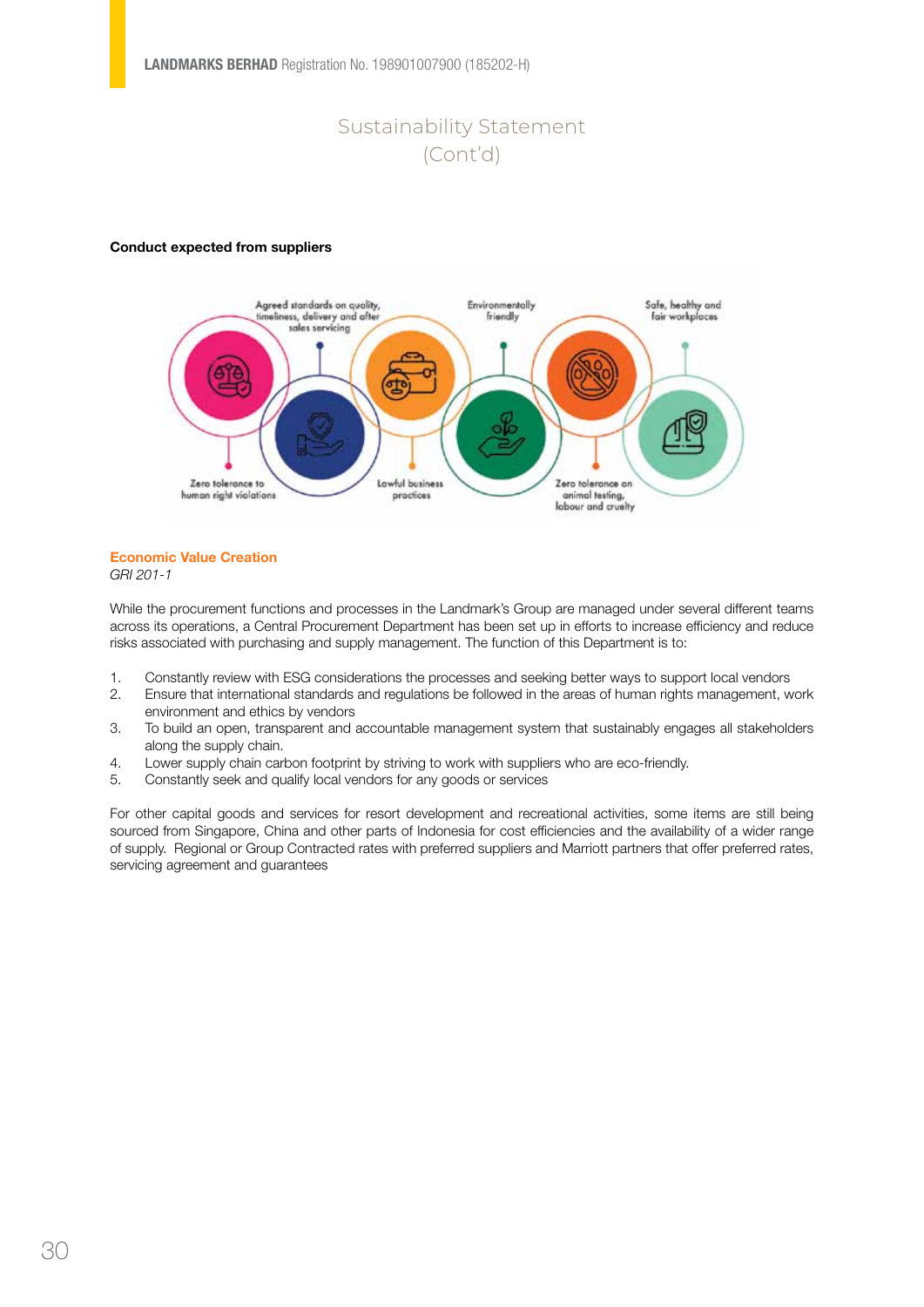## Sustainability Statement (Cont'd)

**Conduct expected from suppliers**

Agreed standards on quality, timeliness, delivery and after sales servicing

Environmentally friendly

Safe, healthy and fair workplaces

Zero tolerance to human right violations

Lawful business practices

Zero tolerance on animal testing, labour and cruelty

### Economic Value Creation

*GRI 201-1*

While the procurement functions and processes in the Landmark's Group are managed under several different teams across its operations, a Central Procurement Department has been set up in efforts to increase efficiency and reduce risks associated with purchasing and supply management. The function of this Department is to:

1. Constantly review with ESG considerations the processes and seeking better ways to support local vendors
2. Ensure that international standards and regulations be followed in the areas of human rights management, work environment and ethics by vendors
3. To build an open, transparent and accountable management system that sustainably engages all stakeholders along the supply chain.
4. Lower supply chain carbon footprint by striving to work with suppliers who are eco-friendly.
5. Constantly seek and qualify local vendors for any goods or services

For other capital goods and services for resort development and recreational activities, some items are still being sourced from Singapore, China and other parts of Indonesia for cost efficiencies and the availability of a wider range of supply. Regional or Group Contracted rates with preferred suppliers and Marriott partners that offer preferred rates, servicing agreement and guarantees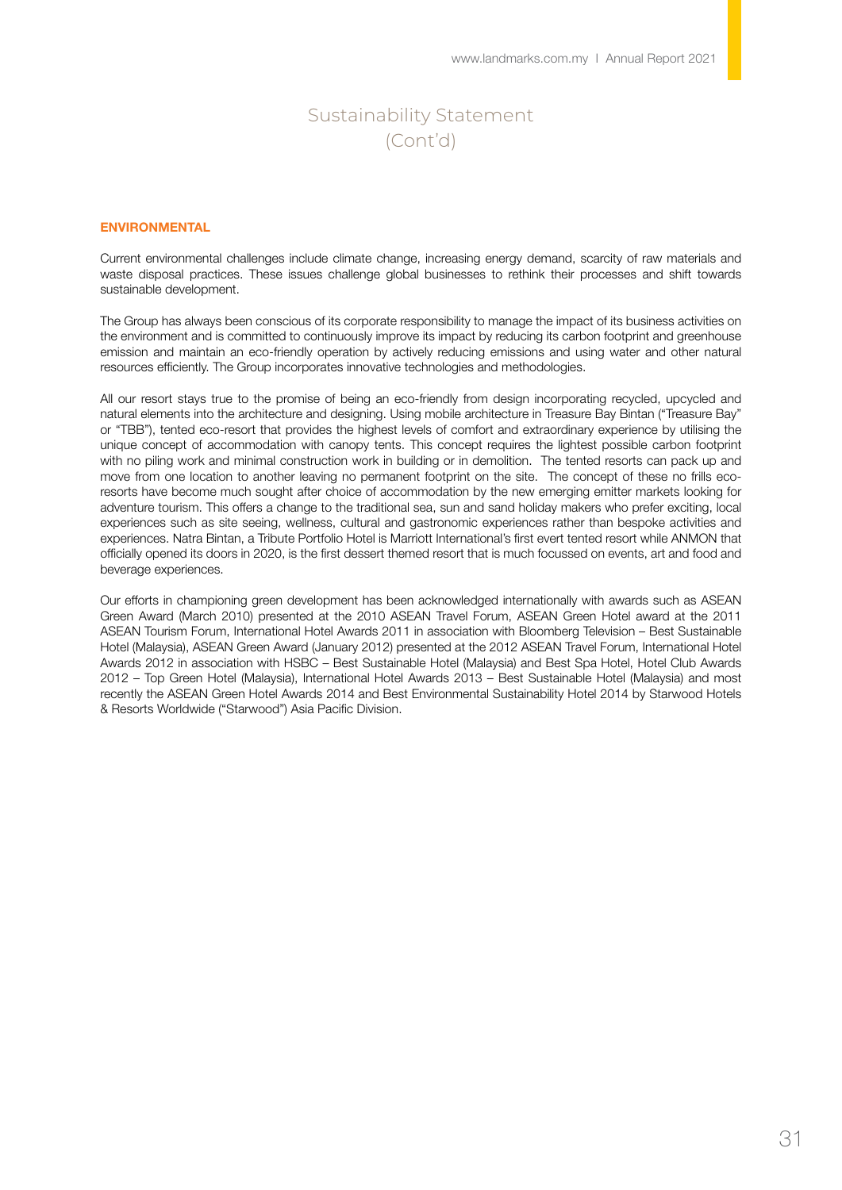# Sustainability Statement (Cont'd)

## ENVIRONMENTAL

Current environmental challenges include climate change, increasing energy demand, scarcity of raw materials and waste disposal practices. These issues challenge global businesses to rethink their processes and shift towards sustainable development.

The Group has always been conscious of its corporate responsibility to manage the impact of its business activities on the environment and is committed to continuously improve its impact by reducing its carbon footprint and greenhouse emission and maintain an eco-friendly operation by actively reducing emissions and using water and other natural resources efficiently. The Group incorporates innovative technologies and methodologies.

All our resort stays true to the promise of being an eco-friendly from design incorporating recycled, upcycled and natural elements into the architecture and designing. Using mobile architecture in Treasure Bay Bintan ("Treasure Bay" or "TBB"), tented eco-resort that provides the highest levels of comfort and extraordinary experience by utilising the unique concept of accommodation with canopy tents. This concept requires the lightest possible carbon footprint with no piling work and minimal construction work in building or in demolition. The tented resorts can pack up and move from one location to another leaving no permanent footprint on the site. The concept of these no frills eco-resorts have become much sought after choice of accommodation by the new emerging emitter markets looking for adventure tourism. This offers a change to the traditional sea, sun and sand holiday makers who prefer exciting, local experiences such as site seeing, wellness, cultural and gastronomic experiences rather than bespoke activities and experiences. Natra Bintan, a Tribute Portfolio Hotel is Marriott International's first evert tented resort while ANMON that officially opened its doors in 2020, is the first dessert themed resort that is much focussed on events, art and food and beverage experiences.

Our efforts in championing green development has been acknowledged internationally with awards such as ASEAN Green Award (March 2010) presented at the 2010 ASEAN Travel Forum, ASEAN Green Hotel award at the 2011 ASEAN Tourism Forum, International Hotel Awards 2011 in association with Bloomberg Television – Best Sustainable Hotel (Malaysia), ASEAN Green Award (January 2012) presented at the 2012 ASEAN Travel Forum, International Hotel Awards 2012 in association with HSBC – Best Sustainable Hotel (Malaysia) and Best Spa Hotel, Hotel Club Awards 2012 – Top Green Hotel (Malaysia), International Hotel Awards 2013 – Best Sustainable Hotel (Malaysia) and most recently the ASEAN Green Hotel Awards 2014 and Best Environmental Sustainability Hotel 2014 by Starwood Hotels & Resorts Worldwide ("Starwood") Asia Pacific Division.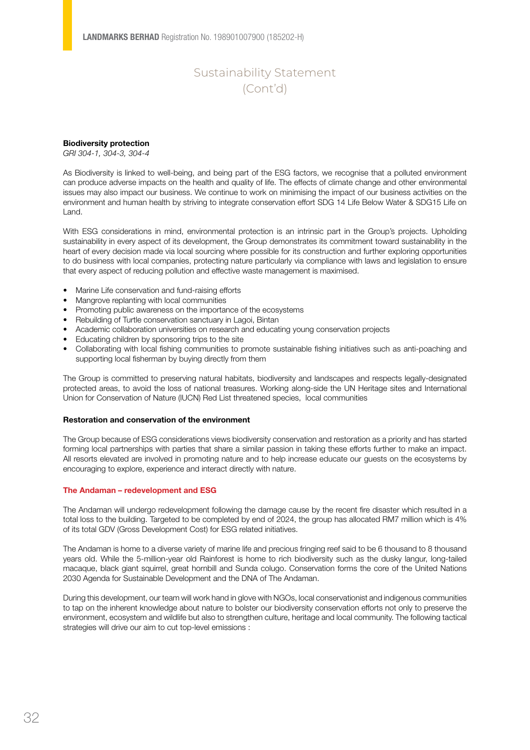## Sustainability Statement (Cont'd)

**Biodiversity protection**

*GRI 304-1, 304-3, 304-4*

As Biodiversity is linked to well-being, and being part of the ESG factors, we recognise that a polluted environment can produce adverse impacts on the health and quality of life. The effects of climate change and other environmental issues may also impact our business. We continue to work on minimising the impact of our business activities on the environment and human health by striving to integrate conservation effort SDG 14 Life Below Water & SDG15 Life on Land.

With ESG considerations in mind, environmental protection is an intrinsic part in the Group's projects. Upholding sustainability in every aspect of its development, the Group demonstrates its commitment toward sustainability in the heart of every decision made via local sourcing where possible for its construction and further exploring opportunities to do business with local companies, protecting nature particularly via compliance with laws and legislation to ensure that every aspect of reducing pollution and effective waste management is maximised.

- Marine Life conservation and fund-raising efforts
- Mangrove replanting with local communities
- Promoting public awareness on the importance of the ecosystems
- Rebuilding of Turtle conservation sanctuary in Lagoi, Bintan
- Academic collaboration universities on research and educating young conservation projects
- Educating children by sponsoring trips to the site
- Collaborating with local fishing communities to promote sustainable fishing initiatives such as anti-poaching and supporting local fisherman by buying directly from them

The Group is committed to preserving natural habitats, biodiversity and landscapes and respects legally-designated protected areas, to avoid the loss of national treasures. Working along-side the UN Heritage sites and International Union for Conservation of Nature (IUCN) Red List threatened species, local communities

**Restoration and conservation of the environment**

The Group because of ESG considerations views biodiversity conservation and restoration as a priority and has started forming local partnerships with parties that share a similar passion in taking these efforts further to make an impact. All resorts elevated are involved in promoting nature and to help increase educate our guests on the ecosystems by encouraging to explore, experience and interact directly with nature.

**The Andaman – redevelopment and ESG**

The Andaman will undergo redevelopment following the damage cause by the recent fire disaster which resulted in a total loss to the building. Targeted to be completed by end of 2024, the group has allocated RM7 million which is 4% of its total GDV (Gross Development Cost) for ESG related initiatives.

The Andaman is home to a diverse variety of marine life and precious fringing reef said to be 6 thousand to 8 thousand years old. While the 5-million-year old Rainforest is home to rich biodiversity such as the dusky langur, long-tailed macaque, black giant squirrel, great hornbill and Sunda colugo. Conservation forms the core of the United Nations 2030 Agenda for Sustainable Development and the DNA of The Andaman.

During this development, our team will work hand in glove with NGOs, local conservationist and indigenous communities to tap on the inherent knowledge about nature to bolster our biodiversity conservation efforts not only to preserve the environment, ecosystem and wildlife but also to strengthen culture, heritage and local community. The following tactical strategies will drive our aim to cut top-level emissions :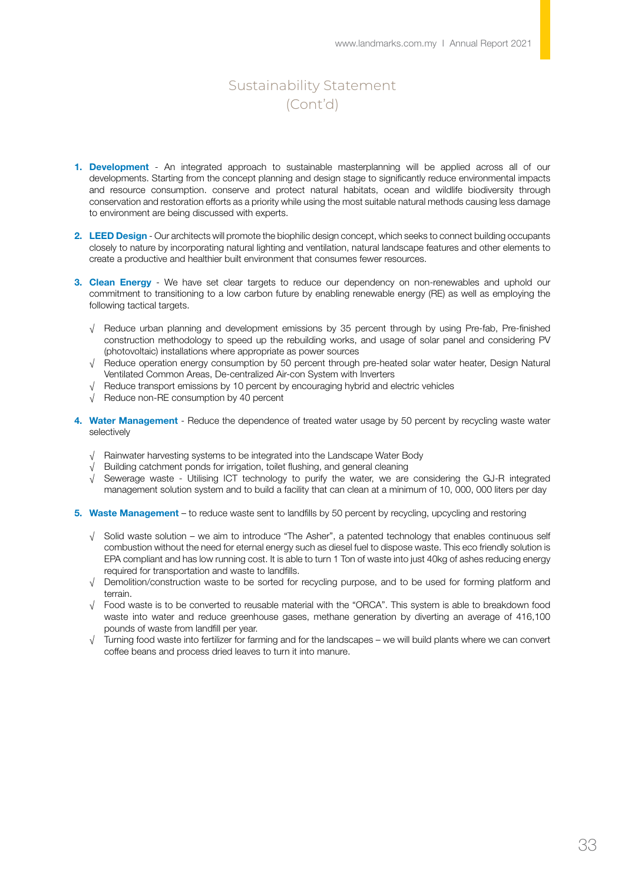# Sustainability Statement (Cont'd)

1. **Development** - An integrated approach to sustainable masterplanning will be applied across all of our developments. Starting from the concept planning and design stage to significantly reduce environmental impacts and resource consumption. conserve and protect natural habitats, ocean and wildlife biodiversity through conservation and restoration efforts as a priority while using the most suitable natural methods causing less damage to environment are being discussed with experts.

2. **LEED Design** - Our architects will promote the biophilic design concept, which seeks to connect building occupants closely to nature by incorporating natural lighting and ventilation, natural landscape features and other elements to create a productive and healthier built environment that consumes fewer resources.

3. **Clean Energy** - We have set clear targets to reduce our dependency on non-renewables and uphold our commitment to transitioning to a low carbon future by enabling renewable energy (RE) as well as employing the following tactical targets.

   √ Reduce urban planning and development emissions by 35 percent through by using Pre-fab, Pre-finished construction methodology to speed up the rebuilding works, and usage of solar panel and considering PV (photovoltaic) installations where appropriate as power sources
   √ Reduce operation energy consumption by 50 percent through pre-heated solar water heater, Design Natural Ventilated Common Areas, De-centralized Air-con System with Inverters
   √ Reduce transport emissions by 10 percent by encouraging hybrid and electric vehicles
   √ Reduce non-RE consumption by 40 percent

4. **Water Management** - Reduce the dependence of treated water usage by 50 percent by recycling waste water selectively

   √ Rainwater harvesting systems to be integrated into the Landscape Water Body
   √ Building catchment ponds for irrigation, toilet flushing, and general cleaning
   √ Sewerage waste - Utilising ICT technology to purify the water, we are considering the GJ-R integrated management solution system and to build a facility that can clean at a minimum of 10, 000, 000 liters per day

5. **Waste Management** – to reduce waste sent to landfills by 50 percent by recycling, upcycling and restoring

   √ Solid waste solution – we aim to introduce "The Asher", a patented technology that enables continuous self combustion without the need for eternal energy such as diesel fuel to dispose waste. This eco friendly solution is EPA compliant and has low running cost. It is able to turn 1 Ton of waste into just 40kg of ashes reducing energy required for transportation and waste to landfills.
   √ Demolition/construction waste to be sorted for recycling purpose, and to be used for forming platform and terrain.
   √ Food waste is to be converted to reusable material with the "ORCA". This system is able to breakdown food waste into water and reduce greenhouse gases, methane generation by diverting an average of 416,100 pounds of waste from landfill per year.
   √ Turning food waste into fertilizer for farming and for the landscapes – we will build plants where we can convert coffee beans and process dried leaves to turn it into manure.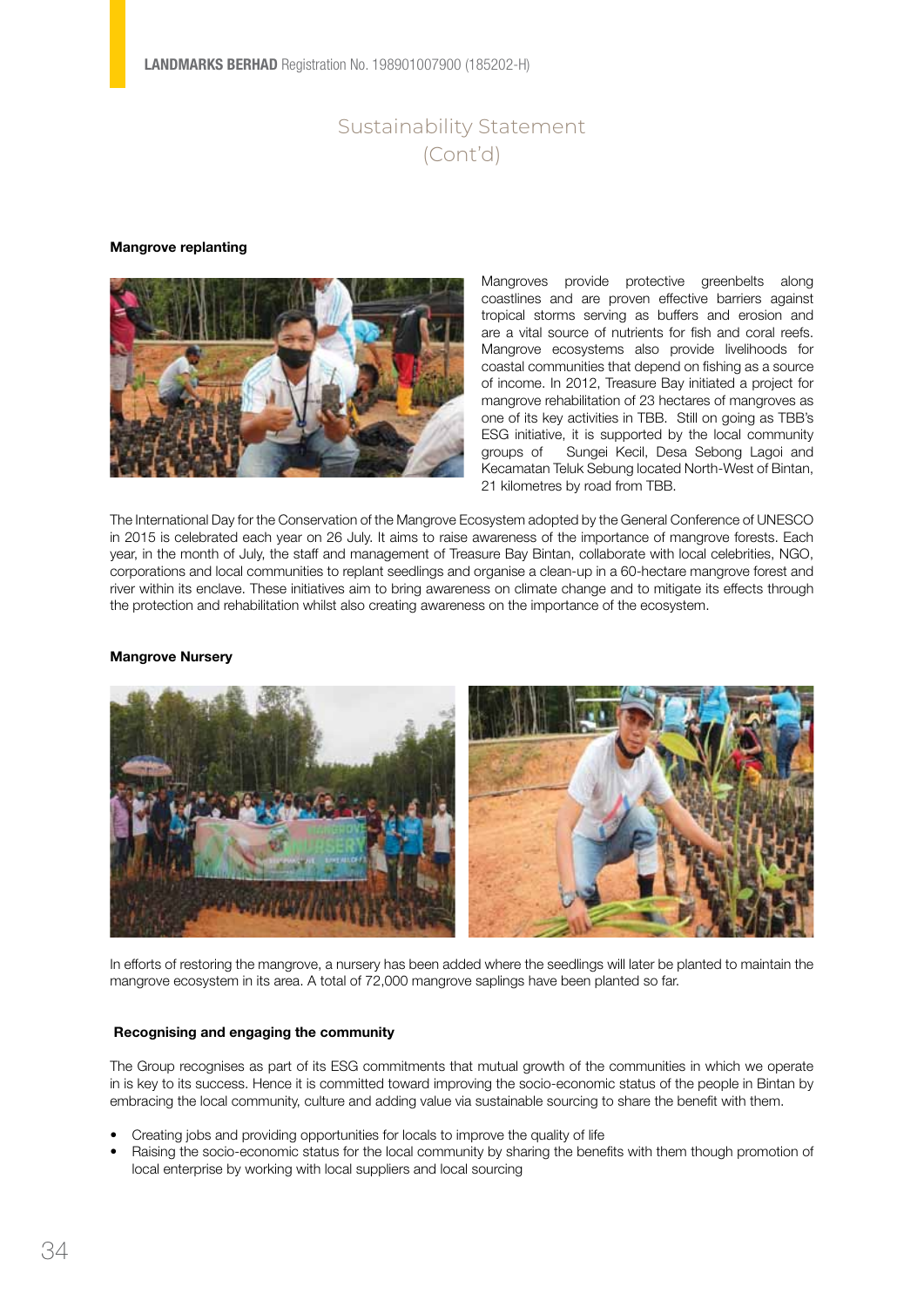# Sustainability Statement (Cont'd)

**Mangrove replanting**

Mangroves provide protective greenbelts along coastlines and are proven effective barriers against tropical storms serving as buffers and erosion and are a vital source of nutrients for fish and coral reefs. Mangrove ecosystems also provide livelihoods for coastal communities that depend on fishing as a source of income. In 2012, Treasure Bay initiated a project for mangrove rehabilitation of 23 hectares of mangroves as one of its key activities in TBB. Still on going as TBB's ESG initiative, it is supported by the local community groups of Sungei Kecil, Desa Sebong Lagoi and Kecamatan Teluk Sebung located North-West of Bintan, 21 kilometres by road from TBB.

The International Day for the Conservation of the Mangrove Ecosystem adopted by the General Conference of UNESCO in 2015 is celebrated each year on 26 July. It aims to raise awareness of the importance of mangrove forests. Each year, in the month of July, the staff and management of Treasure Bay Bintan, collaborate with local celebrities, NGO, corporations and local communities to replant seedlings and organise a clean-up in a 60-hectare mangrove forest and river within its enclave. These initiatives aim to bring awareness on climate change and to mitigate its effects through the protection and rehabilitation whilst also creating awareness on the importance of the ecosystem.

**Mangrove Nursery**

In efforts of restoring the mangrove, a nursery has been added where the seedlings will later be planted to maintain the mangrove ecosystem in its area. A total of 72,000 mangrove saplings have been planted so far.

**Recognising and engaging the community**

The Group recognises as part of its ESG commitments that mutual growth of the communities in which we operate in is key to its success. Hence it is committed toward improving the socio-economic status of the people in Bintan by embracing the local community, culture and adding value via sustainable sourcing to share the benefit with them.

- Creating jobs and providing opportunities for locals to improve the quality of life
- Raising the socio-economic status for the local community by sharing the benefits with them though promotion of local enterprise by working with local suppliers and local sourcing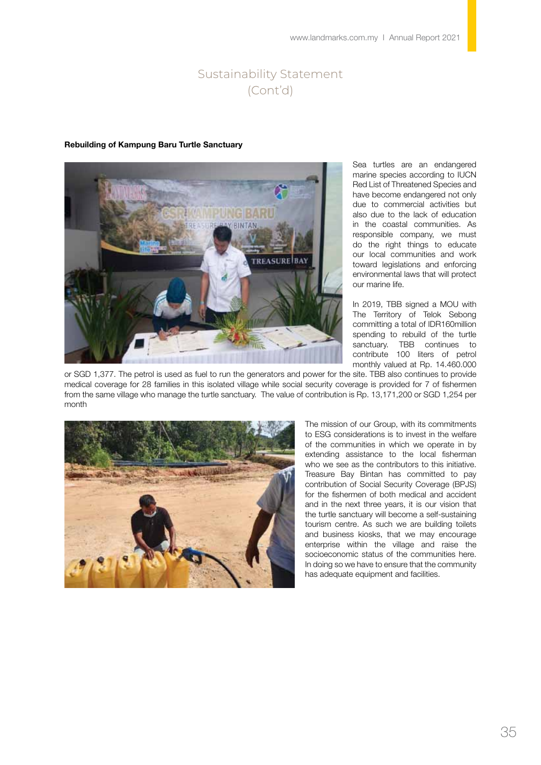# Sustainability Statement (Cont'd)

**Rebuilding of Kampung Baru Turtle Sanctuary**

Sea turtles are an endangered marine species according to IUCN Red List of Threatened Species and have become endangered not only due to commercial activities but also due to the lack of education in the coastal communities. As responsible company, we must do the right things to educate our local communities and work toward legislations and enforcing environmental laws that will protect our marine life.

In 2019, TBB signed a MOU with The Territory of Telok Sebong committing a total of IDR160million spending to rebuild of the turtle sanctuary. TBB continues to contribute 100 liters of petrol monthly valued at Rp. 14.460.000 or SGD 1,377. The petrol is used as fuel to run the generators and power for the site. TBB also continues to provide medical coverage for 28 families in this isolated village while social security coverage is provided for 7 of fishermen from the same village who manage the turtle sanctuary. The value of contribution is Rp. 13,171,200 or SGD 1,254 per month

The mission of our Group, with its commitments to ESG considerations is to invest in the welfare of the communities in which we operate in by extending assistance to the local fisherman who we see as the contributors to this initiative. Treasure Bay Bintan has committed to pay contribution of Social Security Coverage (BPJS) for the fishermen of both medical and accident and in the next three years, it is our vision that the turtle sanctuary will become a self-sustaining tourism centre. As such we are building toilets and business kiosks, that we may encourage enterprise within the village and raise the socioeconomic status of the communities here. In doing so we have to ensure that the community has adequate equipment and facilities.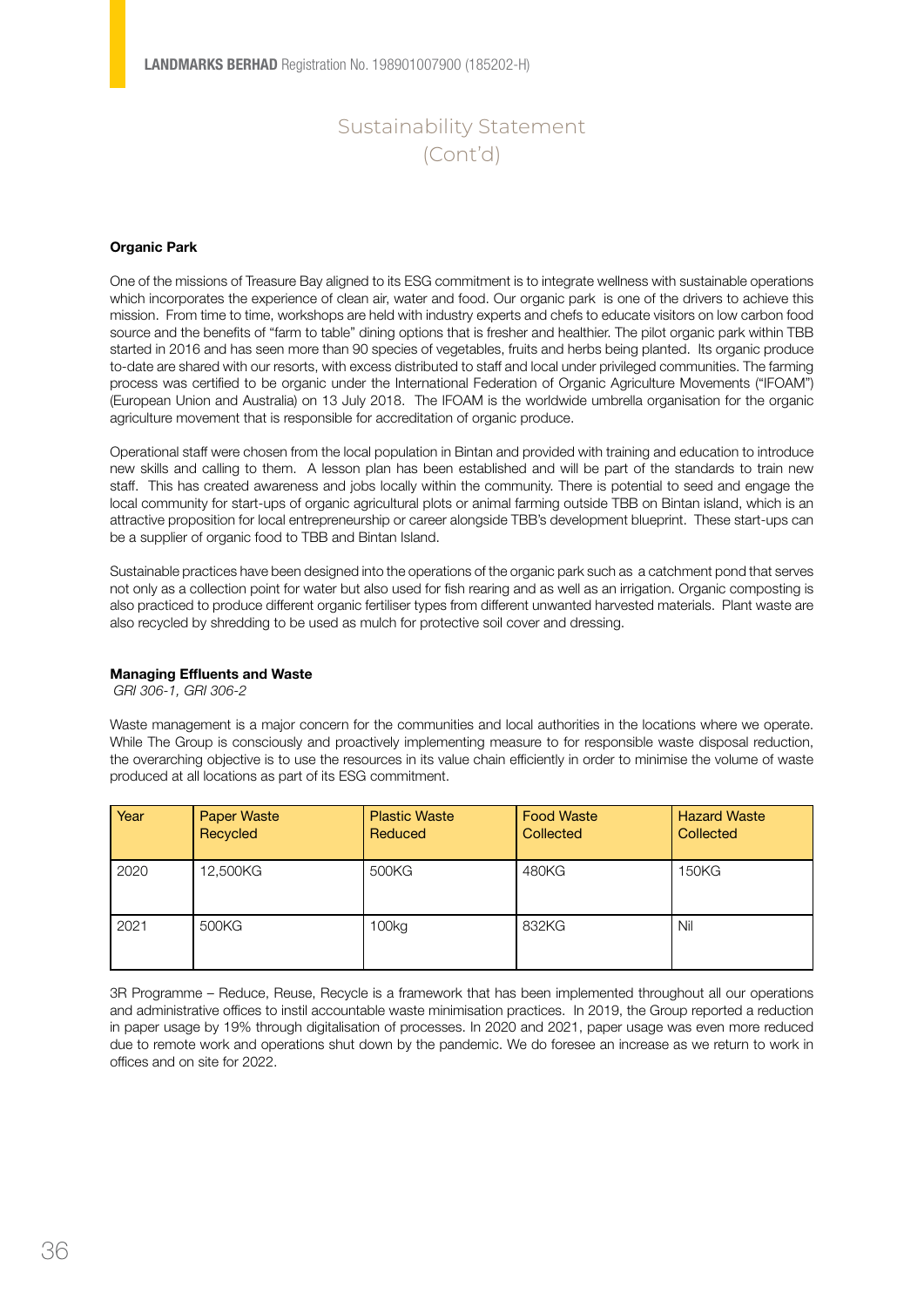# Sustainability Statement (Cont'd)

**Organic Park**

One of the missions of Treasure Bay aligned to its ESG commitment is to integrate wellness with sustainable operations which incorporates the experience of clean air, water and food. Our organic park is one of the drivers to achieve this mission. From time to time, workshops are held with industry experts and chefs to educate visitors on low carbon food source and the benefits of "farm to table" dining options that is fresher and healthier. The pilot organic park within TBB started in 2016 and has seen more than 90 species of vegetables, fruits and herbs being planted. Its organic produce to-date are shared with our resorts, with excess distributed to staff and local under privileged communities. The farming process was certified to be organic under the International Federation of Organic Agriculture Movements ("IFOAM") (European Union and Australia) on 13 July 2018. The IFOAM is the worldwide umbrella organisation for the organic agriculture movement that is responsible for accreditation of organic produce.

Operational staff were chosen from the local population in Bintan and provided with training and education to introduce new skills and calling to them. A lesson plan has been established and will be part of the standards to train new staff. This has created awareness and jobs locally within the community. There is potential to seed and engage the local community for start-ups of organic agricultural plots or animal farming outside TBB on Bintan island, which is an attractive proposition for local entrepreneurship or career alongside TBB's development blueprint. These start-ups can be a supplier of organic food to TBB and Bintan Island.

Sustainable practices have been designed into the operations of the organic park such as a catchment pond that serves not only as a collection point for water but also used for fish rearing and as well as an irrigation. Organic composting is also practiced to produce different organic fertiliser types from different unwanted harvested materials. Plant waste are also recycled by shredding to be used as mulch for protective soil cover and dressing.

**Managing Effluents and Waste**

*GRI 306-1, GRI 306-2*

Waste management is a major concern for the communities and local authorities in the locations where we operate. While The Group is consciously and proactively implementing measure to for responsible waste disposal reduction, the overarching objective is to use the resources in its value chain efficiently in order to minimise the volume of waste produced at all locations as part of its ESG commitment.

| Year | Paper Waste Recycled | Plastic Waste Reduced | Food Waste Collected | Hazard Waste Collected |
|---|---|---|---|---|
| 2020 | 12,500KG | 500KG | 480KG | 150KG |
| 2021 | 500KG | 100kg | 832KG | Nil |

3R Programme – Reduce, Reuse, Recycle is a framework that has been implemented throughout all our operations and administrative offices to instil accountable waste minimisation practices. In 2019, the Group reported a reduction in paper usage by 19% through digitalisation of processes. In 2020 and 2021, paper usage was even more reduced due to remote work and operations shut down by the pandemic. We do foresee an increase as we return to work in offices and on site for 2022.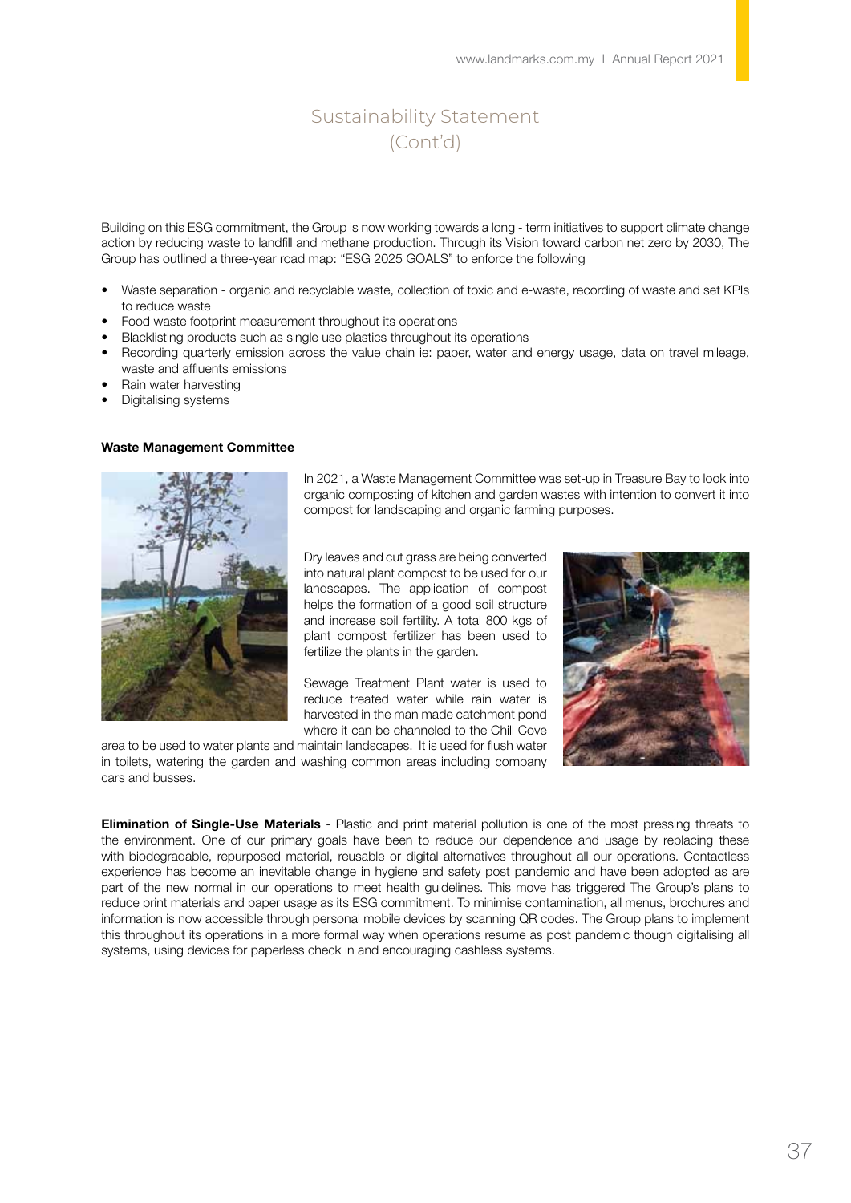# Sustainability Statement (Cont'd)

Building on this ESG commitment, the Group is now working towards a long - term initiatives to support climate change action by reducing waste to landfill and methane production. Through its Vision toward carbon net zero by 2030, The Group has outlined a three-year road map: "ESG 2025 GOALS" to enforce the following

- Waste separation - organic and recyclable waste, collection of toxic and e-waste, recording of waste and set KPIs to reduce waste
- Food waste footprint measurement throughout its operations
- Blacklisting products such as single use plastics throughout its operations
- Recording quarterly emission across the value chain ie: paper, water and energy usage, data on travel mileage, waste and affluents emissions
- Rain water harvesting
- Digitalising systems

**Waste Management Committee**

In 2021, a Waste Management Committee was set-up in Treasure Bay to look into organic composting of kitchen and garden wastes with intention to convert it into compost for landscaping and organic farming purposes.

Dry leaves and cut grass are being converted into natural plant compost to be used for our landscapes. The application of compost helps the formation of a good soil structure and increase soil fertility. A total 800 kgs of plant compost fertilizer has been used to fertilize the plants in the garden.

Sewage Treatment Plant water is used to reduce treated water while rain water is harvested in the man made catchment pond where it can be channeled to the Chill Cove area to be used to water plants and maintain landscapes. It is used for flush water in toilets, watering the garden and washing common areas including company cars and busses.

**Elimination of Single-Use Materials** - Plastic and print material pollution is one of the most pressing threats to the environment. One of our primary goals have been to reduce our dependence and usage by replacing these with biodegradable, repurposed material, reusable or digital alternatives throughout all our operations. Contactless experience has become an inevitable change in hygiene and safety post pandemic and have been adopted as are part of the new normal in our operations to meet health guidelines. This move has triggered The Group's plans to reduce print materials and paper usage as its ESG commitment. To minimise contamination, all menus, brochures and information is now accessible through personal mobile devices by scanning QR codes. The Group plans to implement this throughout its operations in a more formal way when operations resume as post pandemic though digitalising all systems, using devices for paperless check in and encouraging cashless systems.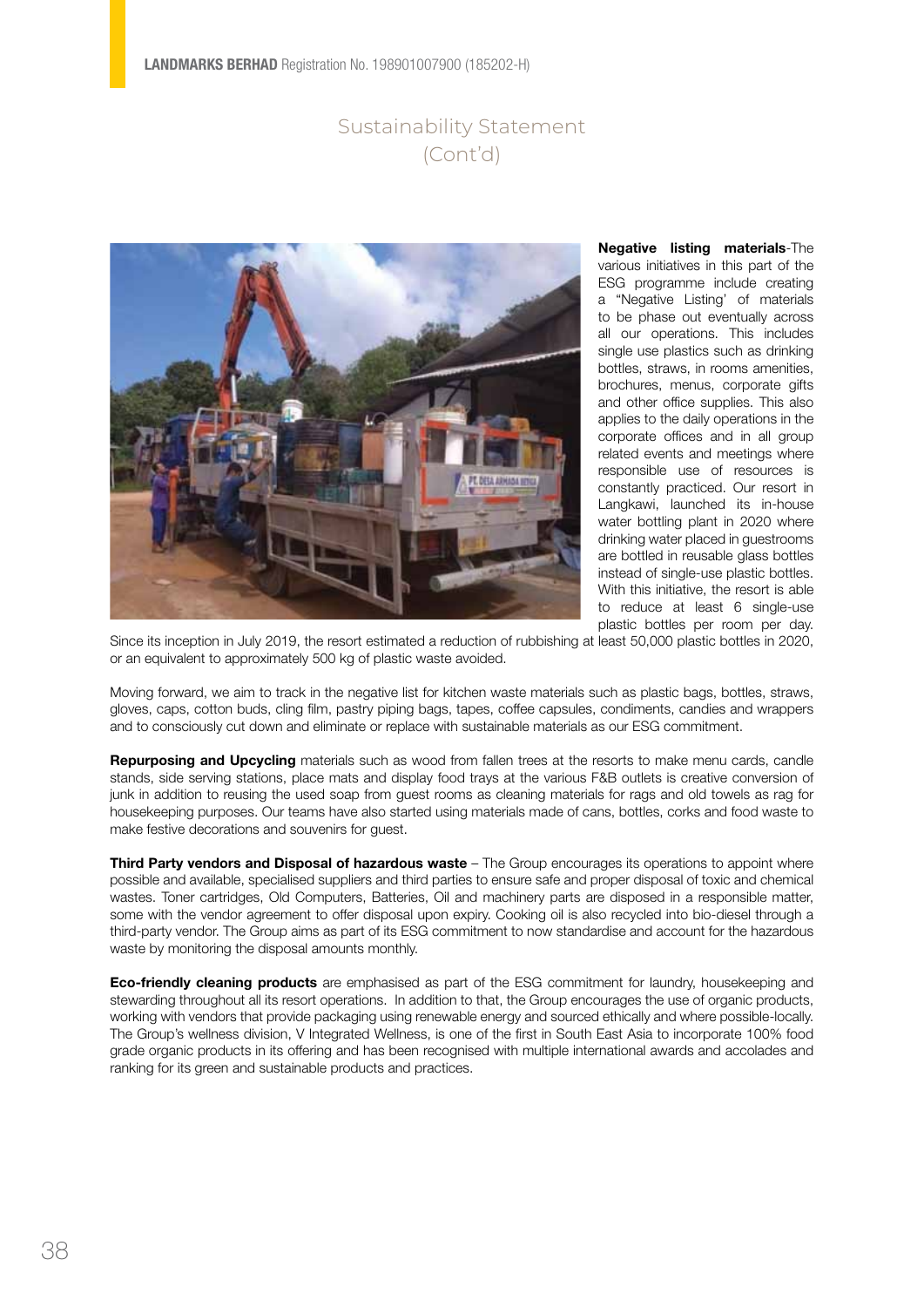# Sustainability Statement (Cont'd)

**Negative listing materials**-The various initiatives in this part of the ESG programme include creating a "Negative Listing' of materials to be phase out eventually across all our operations. This includes single use plastics such as drinking bottles, straws, in rooms amenities, brochures, menus, corporate gifts and other office supplies. This also applies to the daily operations in the corporate offices and in all group related events and meetings where responsible use of resources is constantly practiced. Our resort in Langkawi, launched its in-house water bottling plant in 2020 where drinking water placed in guestrooms are bottled in reusable glass bottles instead of single-use plastic bottles. With this initiative, the resort is able to reduce at least 6 single-use plastic bottles per room per day. Since its inception in July 2019, the resort estimated a reduction of rubbishing at least 50,000 plastic bottles in 2020, or an equivalent to approximately 500 kg of plastic waste avoided.

Moving forward, we aim to track in the negative list for kitchen waste materials such as plastic bags, bottles, straws, gloves, caps, cotton buds, cling film, pastry piping bags, tapes, coffee capsules, condiments, candies and wrappers and to consciously cut down and eliminate or replace with sustainable materials as our ESG commitment.

**Repurposing and Upcycling** materials such as wood from fallen trees at the resorts to make menu cards, candle stands, side serving stations, place mats and display food trays at the various F&B outlets is creative conversion of junk in addition to reusing the used soap from guest rooms as cleaning materials for rags and old towels as rag for housekeeping purposes. Our teams have also started using materials made of cans, bottles, corks and food waste to make festive decorations and souvenirs for guest.

**Third Party vendors and Disposal of hazardous waste** – The Group encourages its operations to appoint where possible and available, specialised suppliers and third parties to ensure safe and proper disposal of toxic and chemical wastes. Toner cartridges, Old Computers, Batteries, Oil and machinery parts are disposed in a responsible matter, some with the vendor agreement to offer disposal upon expiry. Cooking oil is also recycled into bio-diesel through a third-party vendor. The Group aims as part of its ESG commitment to now standardise and account for the hazardous waste by monitoring the disposal amounts monthly.

**Eco-friendly cleaning products** are emphasised as part of the ESG commitment for laundry, housekeeping and stewarding throughout all its resort operations. In addition to that, the Group encourages the use of organic products, working with vendors that provide packaging using renewable energy and sourced ethically and where possible-locally. The Group's wellness division, V Integrated Wellness, is one of the first in South East Asia to incorporate 100% food grade organic products in its offering and has been recognised with multiple international awards and accolades and ranking for its green and sustainable products and practices.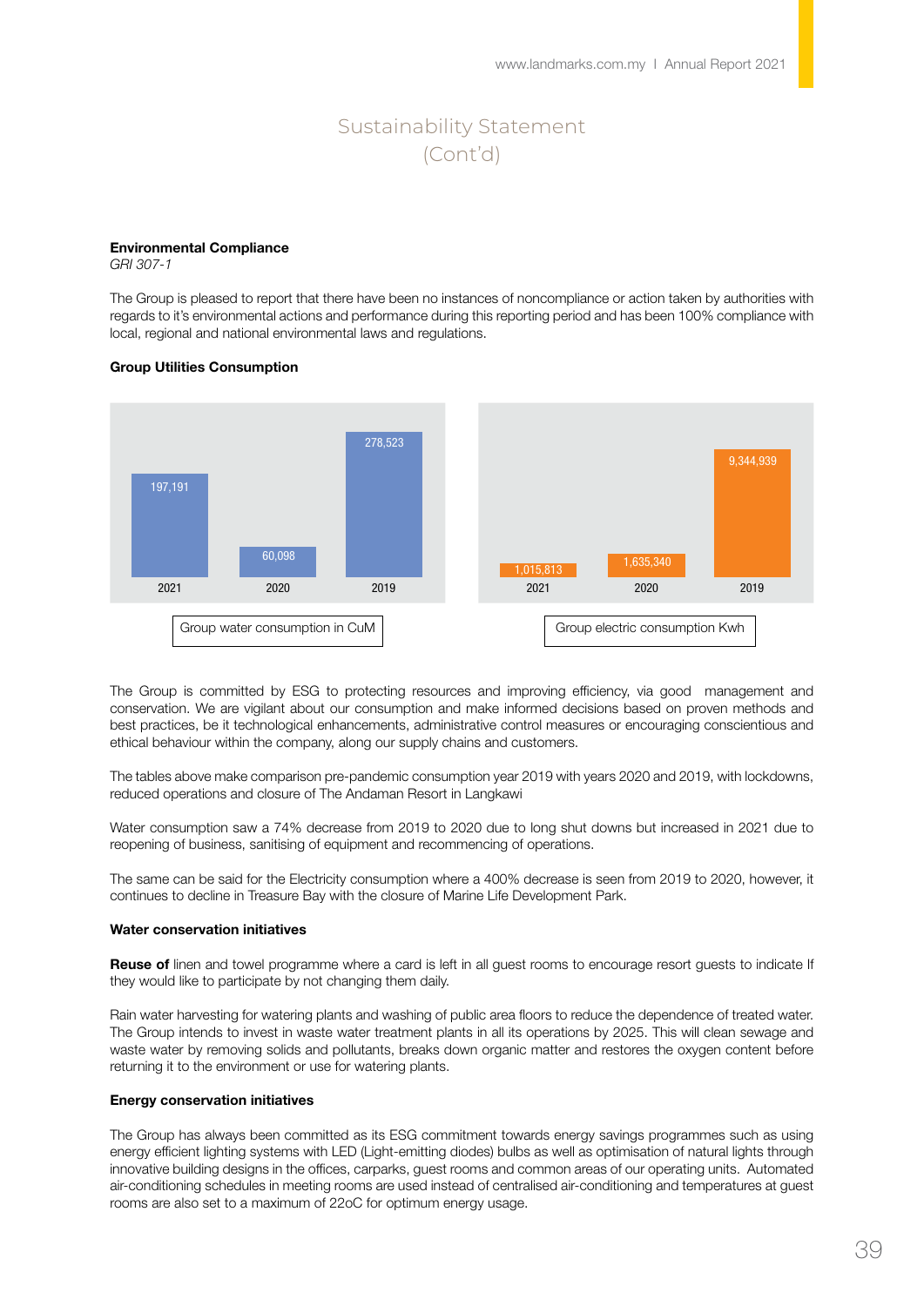# Sustainability Statement (Cont'd)

**Environmental Compliance**
*GRI 307-1*

The Group is pleased to report that there have been no instances of noncompliance or action taken by authorities with regards to it's environmental actions and performance during this reporting period and has been 100% compliance with local, regional and national environmental laws and regulations.

**Group Utilities Consumption**

| Year | Group water consumption in CuM | Group electric consumption Kwh |
|---|---|---|
| 2021 | 197,191 | 1,015,813 |
| 2020 | 60,098 | 1,635,340 |
| 2019 | 278,523 | 9,344,939 |

The Group is committed by ESG to protecting resources and improving efficiency, via good management and conservation. We are vigilant about our consumption and make informed decisions based on proven methods and best practices, be it technological enhancements, administrative control measures or encouraging conscientious and ethical behaviour within the company, along our supply chains and customers.

The tables above make comparison pre-pandemic consumption year 2019 with years 2020 and 2019, with lockdowns, reduced operations and closure of The Andaman Resort in Langkawi

Water consumption saw a 74% decrease from 2019 to 2020 due to long shut downs but increased in 2021 due to reopening of business, sanitising of equipment and recommencing of operations.

The same can be said for the Electricity consumption where a 400% decrease is seen from 2019 to 2020, however, it continues to decline in Treasure Bay with the closure of Marine Life Development Park.

**Water conservation initiatives**

**Reuse of** linen and towel programme where a card is left in all guest rooms to encourage resort guests to indicate If they would like to participate by not changing them daily.

Rain water harvesting for watering plants and washing of public area floors to reduce the dependence of treated water. The Group intends to invest in waste water treatment plants in all its operations by 2025. This will clean sewage and waste water by removing solids and pollutants, breaks down organic matter and restores the oxygen content before returning it to the environment or use for watering plants.

**Energy conservation initiatives**

The Group has always been committed as its ESG commitment towards energy savings programmes such as using energy efficient lighting systems with LED (Light-emitting diodes) bulbs as well as optimisation of natural lights through innovative building designs in the offices, carparks, guest rooms and common areas of our operating units. Automated air-conditioning schedules in meeting rooms are used instead of centralised air-conditioning and temperatures at guest rooms are also set to a maximum of 22oC for optimum energy usage.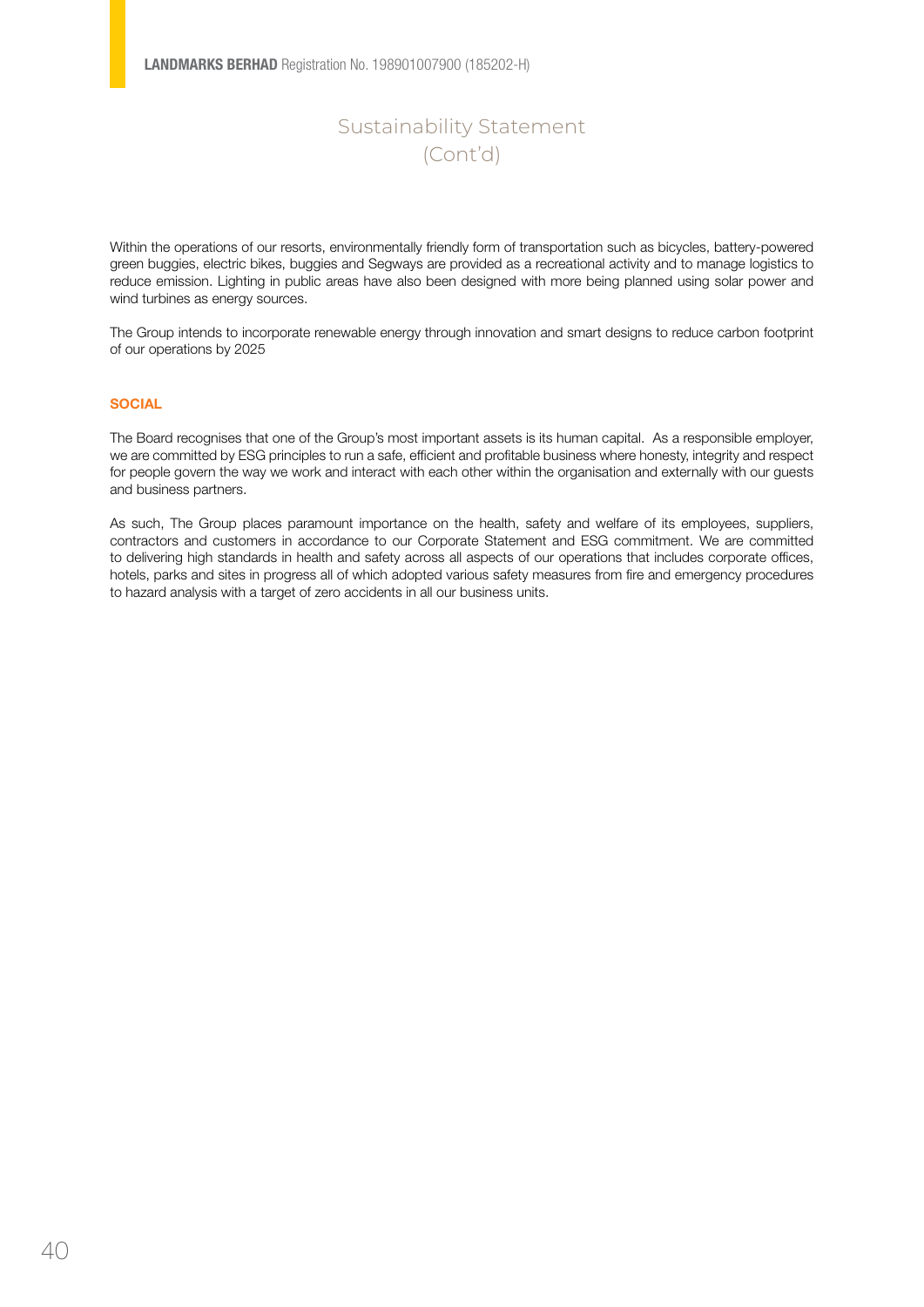# Sustainability Statement (Cont'd)

Within the operations of our resorts, environmentally friendly form of transportation such as bicycles, battery-powered green buggies, electric bikes, buggies and Segways are provided as a recreational activity and to manage logistics to reduce emission. Lighting in public areas have also been designed with more being planned using solar power and wind turbines as energy sources.

The Group intends to incorporate renewable energy through innovation and smart designs to reduce carbon footprint of our operations by 2025

## SOCIAL

The Board recognises that one of the Group's most important assets is its human capital. As a responsible employer, we are committed by ESG principles to run a safe, efficient and profitable business where honesty, integrity and respect for people govern the way we work and interact with each other within the organisation and externally with our guests and business partners.

As such, The Group places paramount importance on the health, safety and welfare of its employees, suppliers, contractors and customers in accordance to our Corporate Statement and ESG commitment. We are committed to delivering high standards in health and safety across all aspects of our operations that includes corporate offices, hotels, parks and sites in progress all of which adopted various safety measures from fire and emergency procedures to hazard analysis with a target of zero accidents in all our business units.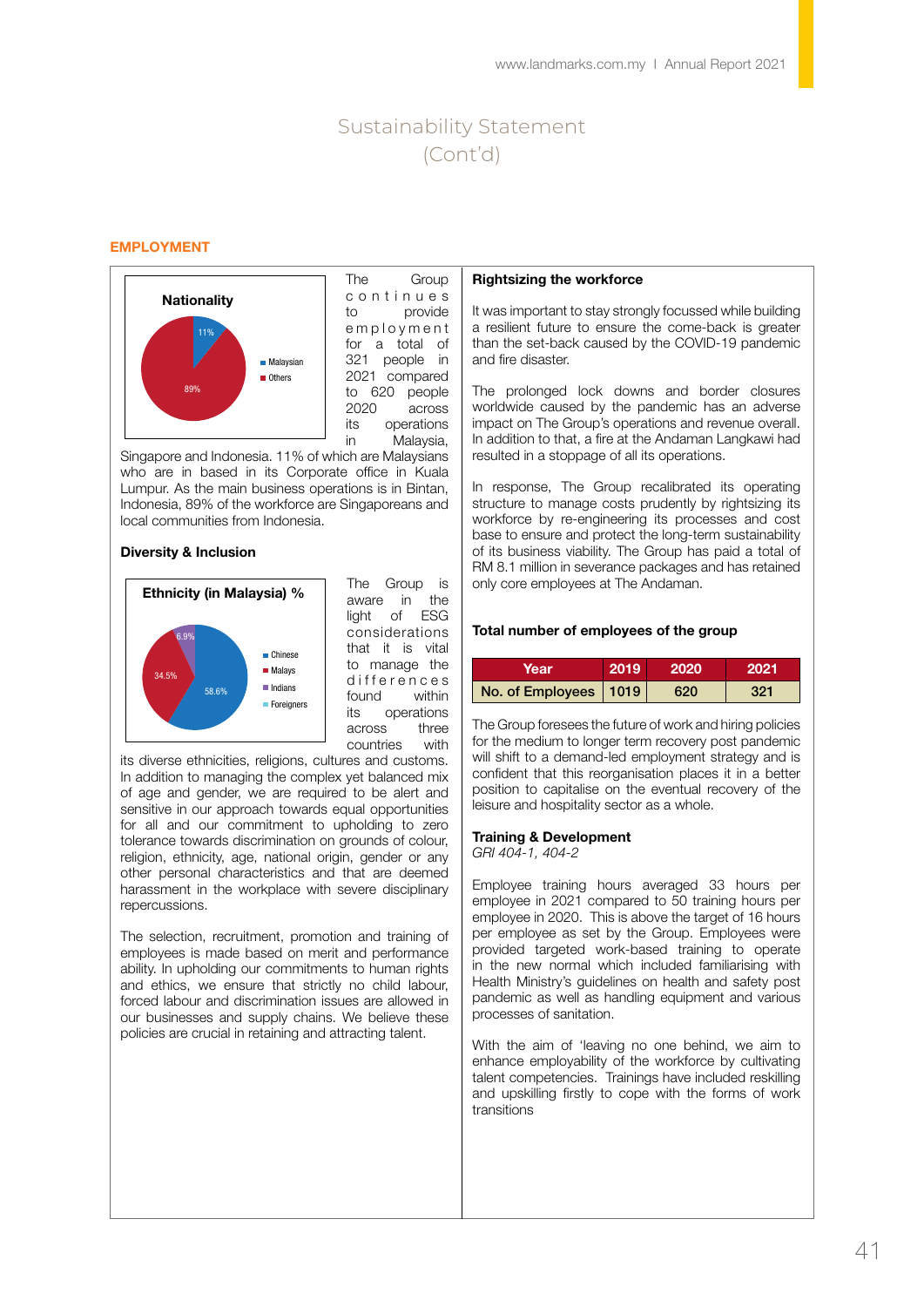# Sustainability Statement (Cont'd)

## EMPLOYMENT

**Nationality**

- Malaysian: 11%
- Others: 89%

The Group continues to provide employment for a total of 321 people in 2021 compared to 620 people in 2020 across its operations in Malaysia, Singapore and Indonesia. 11% of which are Malaysians who are in based in its Corporate office in Kuala Lumpur. As the main business operations is in Bintan, Indonesia, 89% of the workforce are Singaporeans and local communities from Indonesia.

### Diversity & Inclusion

**Ethnicity (in Malaysia) %**

- Chinese: 58.6%
- Malays: 34.5%
- Indians: 6.9%
- Foreigners

The Group is aware in the light of ESG considerations that it is vital to manage the differences found within its operations across three countries with its diverse ethnicities, religions, cultures and customs. In addition to managing the complex yet balanced mix of age and gender, we are required to be alert and sensitive in our approach towards equal opportunities for all and our commitment to upholding to zero tolerance towards discrimination on grounds of colour, religion, ethnicity, age, national origin, gender or any other personal characteristics and that are deemed harassment in the workplace with severe disciplinary repercussions.

The selection, recruitment, promotion and training of employees is made based on merit and performance ability. In upholding our commitments to human rights and ethics, we ensure that strictly no child labour, forced labour and discrimination issues are allowed in our businesses and supply chains. We believe these policies are crucial in retaining and attracting talent.

### Rightsizing the workforce

It was important to stay strongly focussed while building a resilient future to ensure the come-back is greater than the set-back caused by the COVID-19 pandemic and fire disaster.

The prolonged lock downs and border closures worldwide caused by the pandemic has an adverse impact on The Group's operations and revenue overall. In addition to that, a fire at the Andaman Langkawi had resulted in a stoppage of all its operations.

In response, The Group recalibrated its operating structure to manage costs prudently by rightsizing its workforce by re-engineering its processes and cost base to ensure and protect the long-term sustainability of its business viability. The Group has paid a total of RM 8.1 million in severance packages and has retained only core employees at The Andaman.

### Total number of employees of the group

| Year | 2019 | 2020 | 2021 |
|---|---|---|---|
| No. of Employees | 1019 | 620 | 321 |

The Group foresees the future of work and hiring policies for the medium to longer term recovery post pandemic will shift to a demand-led employment strategy and is confident that this reorganisation places it in a better position to capitalise on the eventual recovery of the leisure and hospitality sector as a whole.

### Training & Development

*GRI 404-1, 404-2*

Employee training hours averaged 33 hours per employee in 2021 compared to 50 training hours per employee in 2020. This is above the target of 16 hours per employee as set by the Group. Employees were provided targeted work-based training to operate in the new normal which included familiarising with Health Ministry's guidelines on health and safety post pandemic as well as handling equipment and various processes of sanitation.

With the aim of 'leaving no one behind, we aim to enhance employability of the workforce by cultivating talent competencies. Trainings have included reskilling and upskilling firstly to cope with the forms of work transitions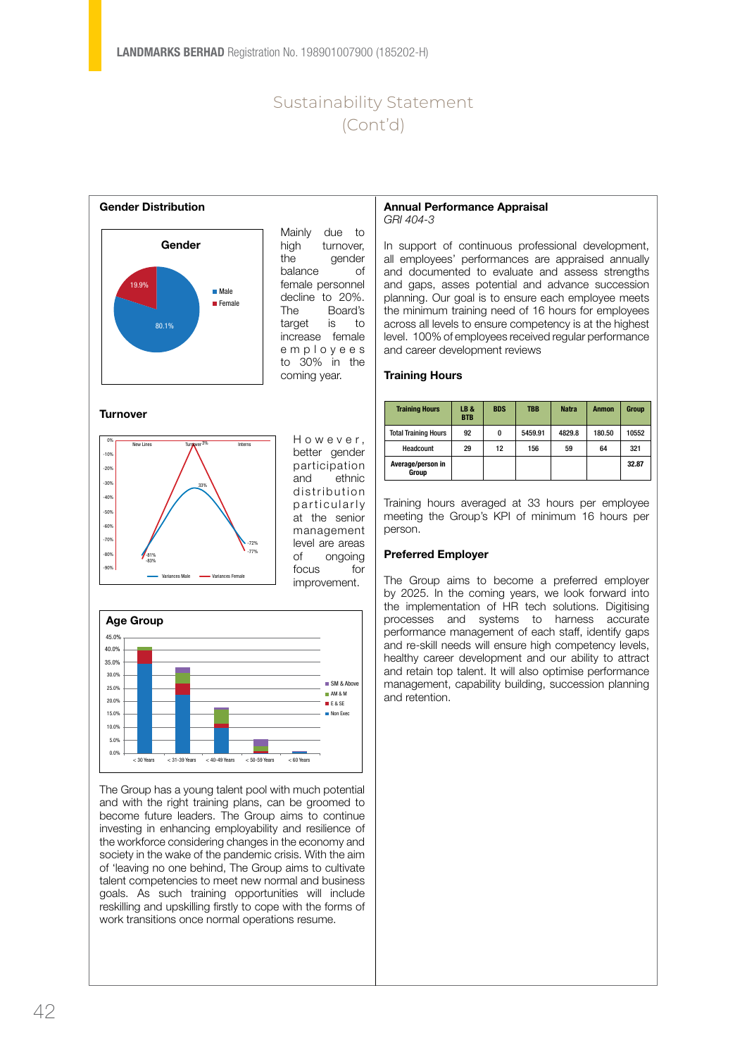# Sustainability Statement (Cont'd)

## Gender Distribution

Mainly due to high turnover, the gender balance of female personnel decline to 20%. The Board's target is to increase female employees to 30% in the coming year.

## Turnover

However, better gender participation and ethnic distribution particularly at the senior management level are areas of ongoing focus for improvement.

## Age Group

The Group has a young talent pool with much potential and with the right training plans, can be groomed to become future leaders. The Group aims to continue investing in enhancing employability and resilience of the workforce considering changes in the economy and society in the wake of the pandemic crisis. With the aim of 'leaving no one behind, The Group aims to cultivate talent competencies to meet new normal and business goals. As such training opportunities will include reskilling and upskilling firstly to cope with the forms of work transitions once normal operations resume.

## Annual Performance Appraisal

*GRI 404-3*

In support of continuous professional development, all employees' performances are appraised annually and documented to evaluate and assess strengths and gaps, asses potential and advance succession planning. Our goal is to ensure each employee meets the minimum training need of 16 hours for employees across all levels to ensure competency is at the highest level. 100% of employees received regular performance and career development reviews

## Training Hours

| Training Hours | LB & BTB | BDS | TBB | Natra | Anmon | Group |
|---|---|---|---|---|---|---|
| Total Training Hours | 92 | 0 | 5459.91 | 4829.8 | 180.50 | 10552 |
| Headcount | 29 | 12 | 156 | 59 | 64 | 321 |
| Average/person in Group | | | | | | 32.87 |

Training hours averaged at 33 hours per employee meeting the Group's KPI of minimum 16 hours per person.

## Preferred Employer

The Group aims to become a preferred employer by 2025. In the coming years, we look forward into the implementation of HR tech solutions. Digitising processes and systems to harness accurate performance management of each staff, identify gaps and re-skill needs will ensure high competency levels, healthy career development and our ability to attract and retain top talent. It will also optimise performance management, capability building, succession planning and retention.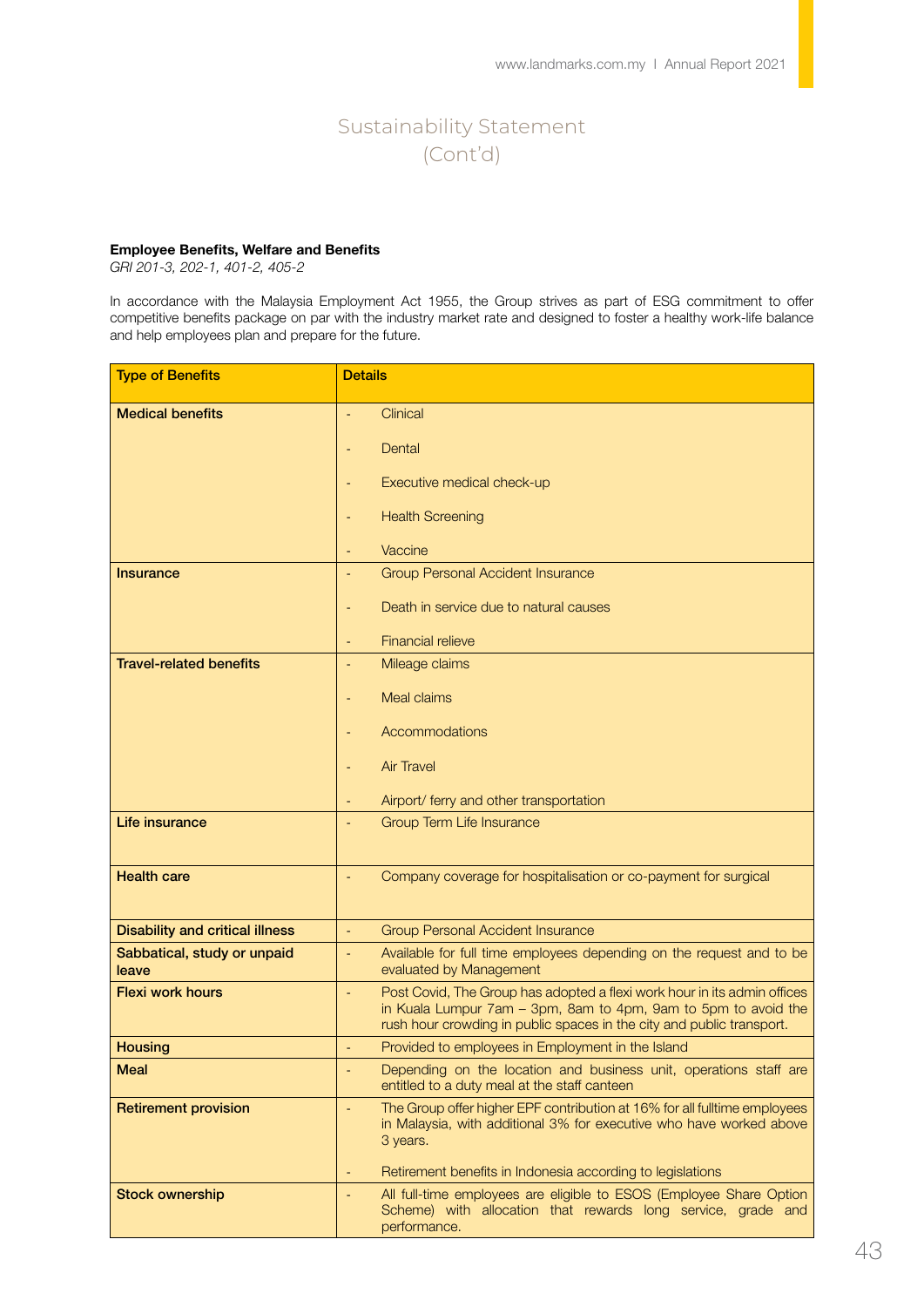# Sustainability Statement (Cont'd)

**Employee Benefits, Welfare and Benefits**
*GRI 201-3, 202-1, 401-2, 405-2*

In accordance with the Malaysia Employment Act 1955, the Group strives as part of ESG commitment to offer competitive benefits package on par with the industry market rate and designed to foster a healthy work-life balance and help employees plan and prepare for the future.

| Type of Benefits | Details |
|---|---|
| **Medical benefits** | - Clinical<br>- Dental<br>- Executive medical check-up<br>- Health Screening<br>- Vaccine |
| **Insurance** | - Group Personal Accident Insurance<br>- Death in service due to natural causes<br>- Financial relieve |
| **Travel-related benefits** | - Mileage claims<br>- Meal claims<br>- Accommodations<br>- Air Travel<br>- Airport/ ferry and other transportation |
| **Life insurance** | - Group Term Life Insurance |
| **Health care** | - Company coverage for hospitalisation or co-payment for surgical |
| **Disability and critical illness** | - Group Personal Accident Insurance |
| **Sabbatical, study or unpaid leave** | - Available for full time employees depending on the request and to be evaluated by Management |
| **Flexi work hours** | - Post Covid, The Group has adopted a flexi work hour in its admin offices in Kuala Lumpur 7am – 3pm, 8am to 4pm, 9am to 5pm to avoid the rush hour crowding in public spaces in the city and public transport. |
| **Housing** | - Provided to employees in Employment in the Island |
| **Meal** | - Depending on the location and business unit, operations staff are entitled to a duty meal at the staff canteen |
| **Retirement provision** | - The Group offer higher EPF contribution at 16% for all fulltime employees in Malaysia, with additional 3% for executive who have worked above 3 years.<br>- Retirement benefits in Indonesia according to legislations |
| **Stock ownership** | - All full-time employees are eligible to ESOS (Employee Share Option Scheme) with allocation that rewards long service, grade and performance. |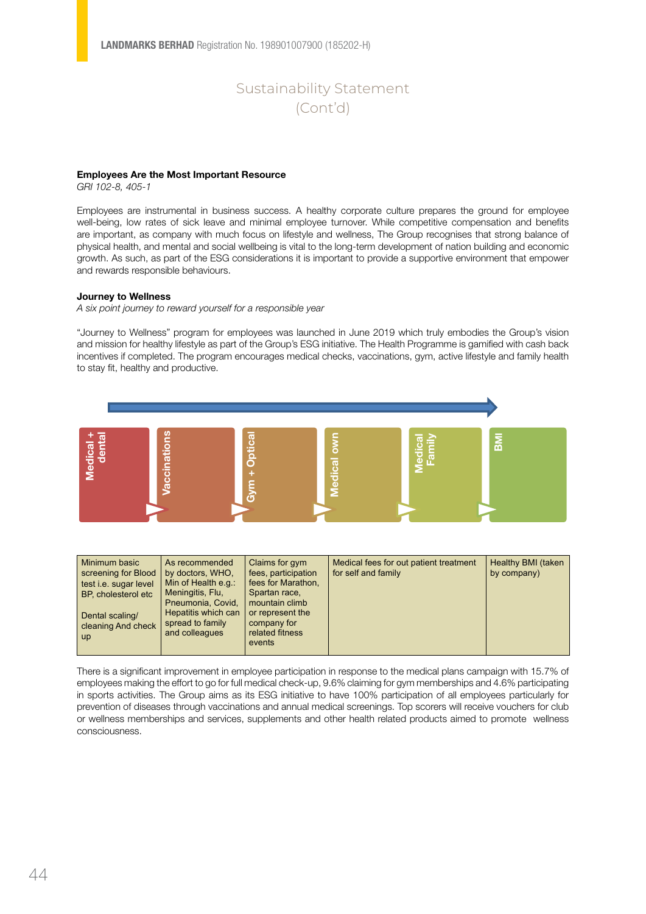## Sustainability Statement (Cont'd)

**Employees Are the Most Important Resource**

*GRI 102-8, 405-1*

Employees are instrumental in business success. A healthy corporate culture prepares the ground for employee well-being, low rates of sick leave and minimal employee turnover. While competitive compensation and benefits are important, as company with much focus on lifestyle and wellness, The Group recognises that strong balance of physical health, and mental and social wellbeing is vital to the long-term development of nation building and economic growth. As such, as part of the ESG considerations it is important to provide a supportive environment that empower and rewards responsible behaviours.

**Journey to Wellness**

*A six point journey to reward yourself for a responsible year*

"Journey to Wellness" program for employees was launched in June 2019 which truly embodies the Group's vision and mission for healthy lifestyle as part of the Group's ESG initiative. The Health Programme is gamified with cash back incentives if completed. The program encourages medical checks, vaccinations, gym, active lifestyle and family health to stay fit, healthy and productive.

| Medical + dental | Vaccinations | Gym + Optical | Medical own | Medical Family | BMI |
|---|---|---|---|---|---|
| Minimum basic screening for Blood test i.e. sugar level BP, cholesterol etc<br><br>Dental scaling/ cleaning And check up | As recommended by doctors, WHO, Min of Health e.g.: Meningitis, Flu, Pneumonia, Covid, Hepatitis which can spread to family and colleagues | Claims for gym fees, participation fees for Marathon, Spartan race, mountain climb or represent the company for related fitness events | Medical fees for out patient treatment for self and family | | Healthy BMI (taken by company) |

There is a significant improvement in employee participation in response to the medical plans campaign with 15.7% of employees making the effort to go for full medical check-up, 9.6% claiming for gym memberships and 4.6% participating in sports activities. The Group aims as its ESG initiative to have 100% participation of all employees particularly for prevention of diseases through vaccinations and annual medical screenings. Top scorers will receive vouchers for club or wellness memberships and services, supplements and other health related products aimed to promote wellness consciousness.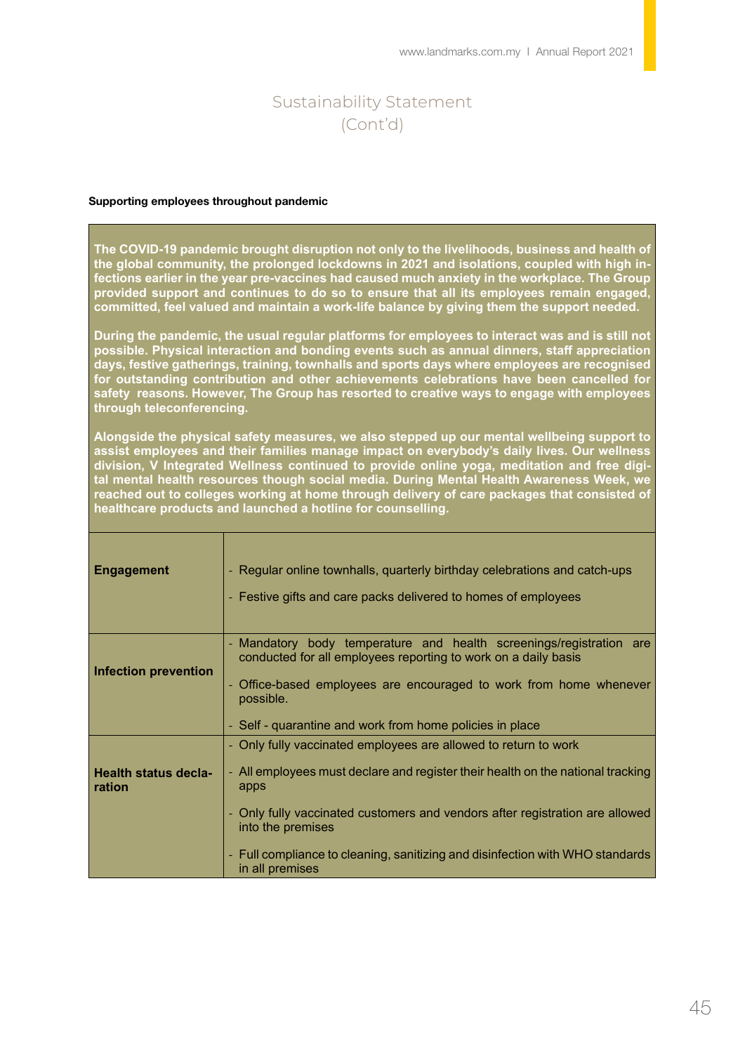# Sustainability Statement (Cont'd)

**Supporting employees throughout pandemic**

**The COVID-19 pandemic brought disruption not only to the livelihoods, business and health of the global community, the prolonged lockdowns in 2021 and isolations, coupled with high infections earlier in the year pre-vaccines had caused much anxiety in the workplace. The Group provided support and continues to do so to ensure that all its employees remain engaged, committed, feel valued and maintain a work-life balance by giving them the support needed.**

**During the pandemic, the usual regular platforms for employees to interact was and is still not possible. Physical interaction and bonding events such as annual dinners, staff appreciation days, festive gatherings, training, townhalls and sports days where employees are recognised for outstanding contribution and other achievements celebrations have been cancelled for safety reasons. However, The Group has resorted to creative ways to engage with employees through teleconferencing.**

**Alongside the physical safety measures, we also stepped up our mental wellbeing support to assist employees and their families manage impact on everybody's daily lives. Our wellness division, V Integrated Wellness continued to provide online yoga, meditation and free digital mental health resources though social media. During Mental Health Awareness Week, we reached out to colleges working at home through delivery of care packages that consisted of healthcare products and launched a hotline for counselling.**

| | |
|---|---|
| **Engagement** | - Regular online townhalls, quarterly birthday celebrations and catch-ups<br>- Festive gifts and care packs delivered to homes of employees |
| **Infection prevention** | - Mandatory body temperature and health screenings/registration are conducted for all employees reporting to work on a daily basis<br>- Office-based employees are encouraged to work from home whenever possible.<br>- Self - quarantine and work from home policies in place |
| **Health status declaration** | - Only fully vaccinated employees are allowed to return to work<br>- All employees must declare and register their health on the national tracking apps<br>- Only fully vaccinated customers and vendors after registration are allowed into the premises<br>- Full compliance to cleaning, sanitizing and disinfection with WHO standards in all premises |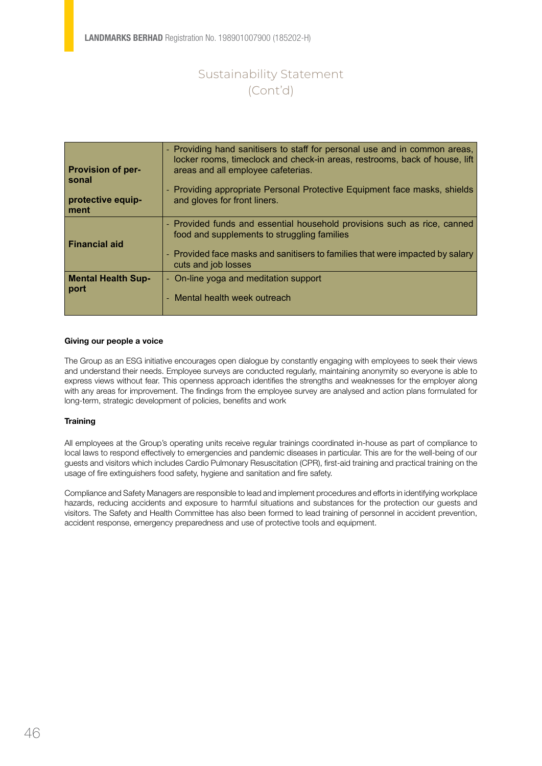# Sustainability Statement (Cont'd)

| | |
|---|---|
| **Provision of personal protective equipment** | - Providing hand sanitisers to staff for personal use and in common areas, locker rooms, timeclock and check-in areas, restrooms, back of house, lift areas and all employee cafeterias.<br>- Providing appropriate Personal Protective Equipment face masks, shields and gloves for front liners. |
| **Financial aid** | - Provided funds and essential household provisions such as rice, canned food and supplements to struggling families<br>- Provided face masks and sanitisers to families that were impacted by salary cuts and job losses |
| **Mental Health Support** | - On-line yoga and meditation support<br>- Mental health week outreach |

**Giving our people a voice**

The Group as an ESG initiative encourages open dialogue by constantly engaging with employees to seek their views and understand their needs. Employee surveys are conducted regularly, maintaining anonymity so everyone is able to express views without fear. This openness approach identifies the strengths and weaknesses for the employer along with any areas for improvement. The findings from the employee survey are analysed and action plans formulated for long-term, strategic development of policies, benefits and work

**Training**

All employees at the Group's operating units receive regular trainings coordinated in-house as part of compliance to local laws to respond effectively to emergencies and pandemic diseases in particular. This are for the well-being of our guests and visitors which includes Cardio Pulmonary Resuscitation (CPR), first-aid training and practical training on the usage of fire extinguishers food safety, hygiene and sanitation and fire safety.

Compliance and Safety Managers are responsible to lead and implement procedures and efforts in identifying workplace hazards, reducing accidents and exposure to harmful situations and substances for the protection our guests and visitors. The Safety and Health Committee has also been formed to lead training of personnel in accident prevention, accident response, emergency preparedness and use of protective tools and equipment.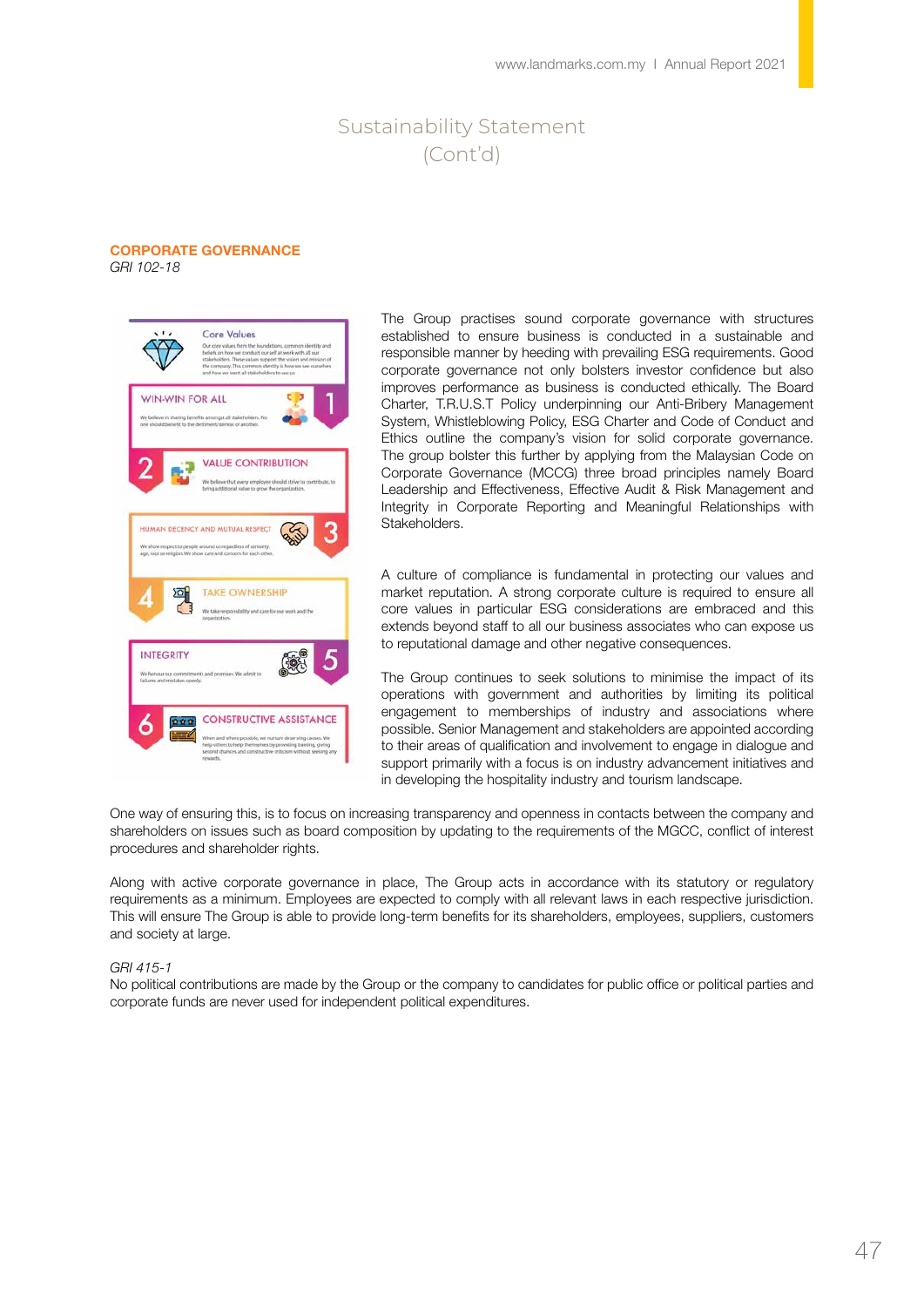# Sustainability Statement (Cont'd)

## CORPORATE GOVERNANCE

*GRI 102-18*

**Core Values**

Our core values form the foundations, common identity and beliefs on how we conduct ourself at work with all our stakeholders. These values support the vision and mission of the company. This common identity is how we see ourselves and how we want all stakeholders to see us.

**1 WIN-WIN FOR ALL**

We believe in sharing benefits amongst all stakeholders. No one should benefit to the detriment/demise of another.

**2 VALUE CONTRIBUTION**

We believe that every employee should strive to contribute, to bring additional value to grow the organization.

**3 HUMAN DECENCY AND MUTUAL RESPECT**

We show respect to people around us regardless of seniority, age, race or religion. We show care and concern for each other.

**4 TAKE OWNERSHIP**

We take responsibility and care for our work and the organization.

**5 INTEGRITY**

We honour our commitments and promises. We admit to failures and mistakes openly.

**6 CONSTRUCTIVE ASSISTANCE**

When and where possible, we nurture deserving causes. We help others to help themselves by providing training, giving second chances and constructive criticism without seeking any rewards.

The Group practises sound corporate governance with structures established to ensure business is conducted in a sustainable and responsible manner by heeding with prevailing ESG requirements. Good corporate governance not only bolsters investor confidence but also improves performance as business is conducted ethically. The Board Charter, T.R.U.S.T Policy underpinning our Anti-Bribery Management System, Whistleblowing Policy, ESG Charter and Code of Conduct and Ethics outline the company's vision for solid corporate governance. The group bolster this further by applying from the Malaysian Code on Corporate Governance (MCCG) three broad principles namely Board Leadership and Effectiveness, Effective Audit & Risk Management and Integrity in Corporate Reporting and Meaningful Relationships with Stakeholders.

A culture of compliance is fundamental in protecting our values and market reputation. A strong corporate culture is required to ensure all core values in particular ESG considerations are embraced and this extends beyond staff to all our business associates who can expose us to reputational damage and other negative consequences.

The Group continues to seek solutions to minimise the impact of its operations with government and authorities by limiting its political engagement to memberships of industry and associations where possible. Senior Management and stakeholders are appointed according to their areas of qualification and involvement to engage in dialogue and support primarily with a focus is on industry advancement initiatives and in developing the hospitality industry and tourism landscape.

One way of ensuring this, is to focus on increasing transparency and openness in contacts between the company and shareholders on issues such as board composition by updating to the requirements of the MGCC, conflict of interest procedures and shareholder rights.

Along with active corporate governance in place, The Group acts in accordance with its statutory or regulatory requirements as a minimum. Employees are expected to comply with all relevant laws in each respective jurisdiction. This will ensure The Group is able to provide long-term benefits for its shareholders, employees, suppliers, customers and society at large.

*GRI 415-1*

No political contributions are made by the Group or the company to candidates for public office or political parties and corporate funds are never used for independent political expenditures.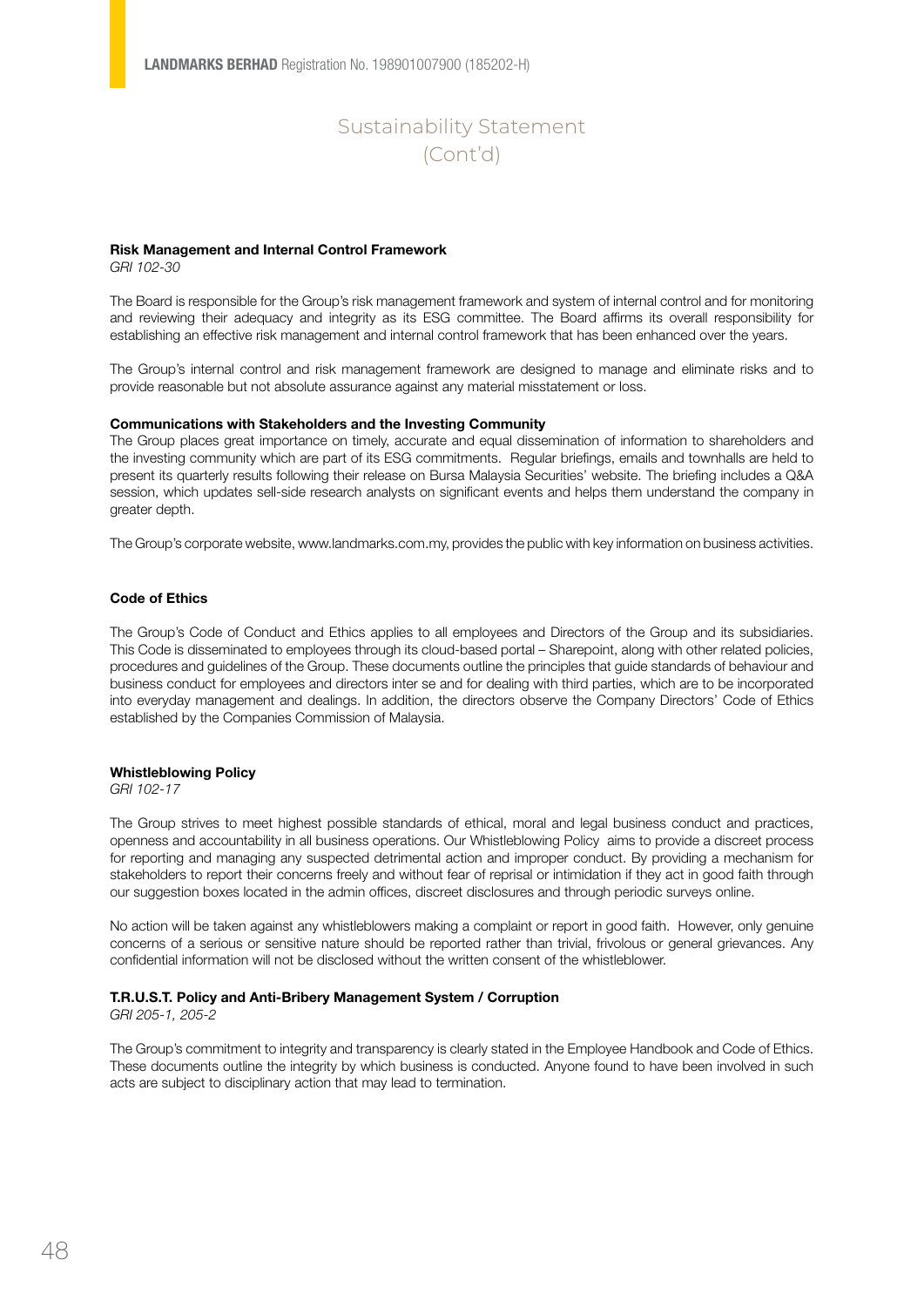## Risk Management and Internal Control Framework

*GRI 102-30*

The Board is responsible for the Group's risk management framework and system of internal control and for monitoring and reviewing their adequacy and integrity as its ESG committee. The Board affirms its overall responsibility for establishing an effective risk management and internal control framework that has been enhanced over the years.

The Group's internal control and risk management framework are designed to manage and eliminate risks and to provide reasonable but not absolute assurance against any material misstatement or loss.

## Communications with Stakeholders and the Investing Community

The Group places great importance on timely, accurate and equal dissemination of information to shareholders and the investing community which are part of its ESG commitments. Regular briefings, emails and townhalls are held to present its quarterly results following their release on Bursa Malaysia Securities' website. The briefing includes a Q&A session, which updates sell-side research analysts on significant events and helps them understand the company in greater depth.

The Group's corporate website, www.landmarks.com.my, provides the public with key information on business activities.

## Code of Ethics

The Group's Code of Conduct and Ethics applies to all employees and Directors of the Group and its subsidiaries. This Code is disseminated to employees through its cloud-based portal – Sharepoint, along with other related policies, procedures and guidelines of the Group. These documents outline the principles that guide standards of behaviour and business conduct for employees and directors inter se and for dealing with third parties, which are to be incorporated into everyday management and dealings. In addition, the directors observe the Company Directors' Code of Ethics established by the Companies Commission of Malaysia.

## Whistleblowing Policy

*GRI 102-17*

The Group strives to meet highest possible standards of ethical, moral and legal business conduct and practices, openness and accountability in all business operations. Our Whistleblowing Policy aims to provide a discreet process for reporting and managing any suspected detrimental action and improper conduct. By providing a mechanism for stakeholders to report their concerns freely and without fear of reprisal or intimidation if they act in good faith through our suggestion boxes located in the admin offices, discreet disclosures and through periodic surveys online.

No action will be taken against any whistleblowers making a complaint or report in good faith. However, only genuine concerns of a serious or sensitive nature should be reported rather than trivial, frivolous or general grievances. Any confidential information will not be disclosed without the written consent of the whistleblower.

## T.R.U.S.T. Policy and Anti-Bribery Management System / Corruption

*GRI 205-1, 205-2*

The Group's commitment to integrity and transparency is clearly stated in the Employee Handbook and Code of Ethics. These documents outline the integrity by which business is conducted. Anyone found to have been involved in such acts are subject to disciplinary action that may lead to termination.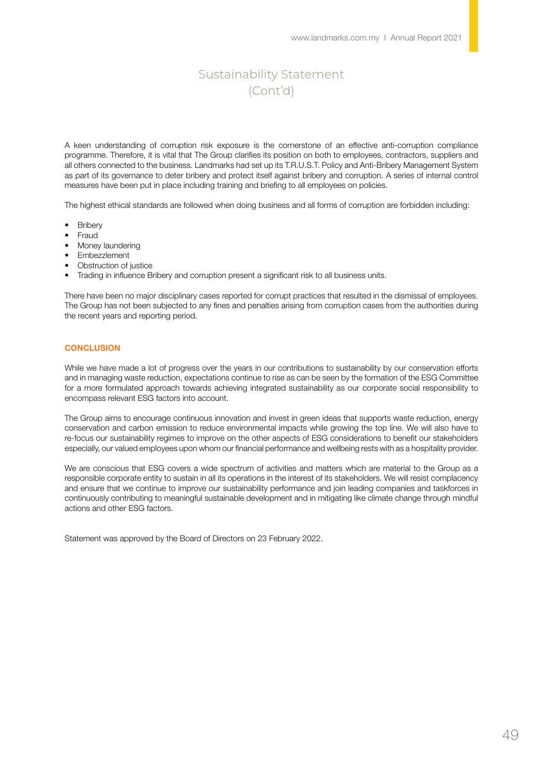# Sustainability Statement (Cont'd)

A keen understanding of corruption risk exposure is the cornerstone of an effective anti-corruption compliance programme. Therefore, it is vital that The Group clarifies its position on both to employees, contractors, suppliers and all others connected to the business. Landmarks had set up its T.R.U.S.T. Policy and Anti-Bribery Management System as part of its governance to deter bribery and protect itself against bribery and corruption. A series of internal control measures have been put in place including training and briefing to all employees on policies.

The highest ethical standards are followed when doing business and all forms of corruption are forbidden including:

- Bribery
- Fraud
- Money laundering
- Embezzlement
- Obstruction of justice
- Trading in influence Bribery and corruption present a significant risk to all business units.

There have been no major disciplinary cases reported for corrupt practices that resulted in the dismissal of employees. The Group has not been subjected to any fines and penalties arising from corruption cases from the authorities during the recent years and reporting period.

## CONCLUSION

While we have made a lot of progress over the years in our contributions to sustainability by our conservation efforts and in managing waste reduction, expectations continue to rise as can be seen by the formation of the ESG Committee for a more formulated approach towards achieving integrated sustainability as our corporate social responsibility to encompass relevant ESG factors into account.

The Group aims to encourage continuous innovation and invest in green ideas that supports waste reduction, energy conservation and carbon emission to reduce environmental impacts while growing the top line. We will also have to re-focus our sustainability regimes to improve on the other aspects of ESG considerations to benefit our stakeholders especially, our valued employees upon whom our financial performance and wellbeing rests with as a hospitality provider.

We are conscious that ESG covers a wide spectrum of activities and matters which are material to the Group as a responsible corporate entity to sustain in all its operations in the interest of its stakeholders. We will resist complacency and ensure that we continue to improve our sustainability performance and join leading companies and taskforces in continuously contributing to meaningful sustainable development and in mitigating like climate change through mindful actions and other ESG factors.

Statement was approved by the Board of Directors on 23 February 2022.